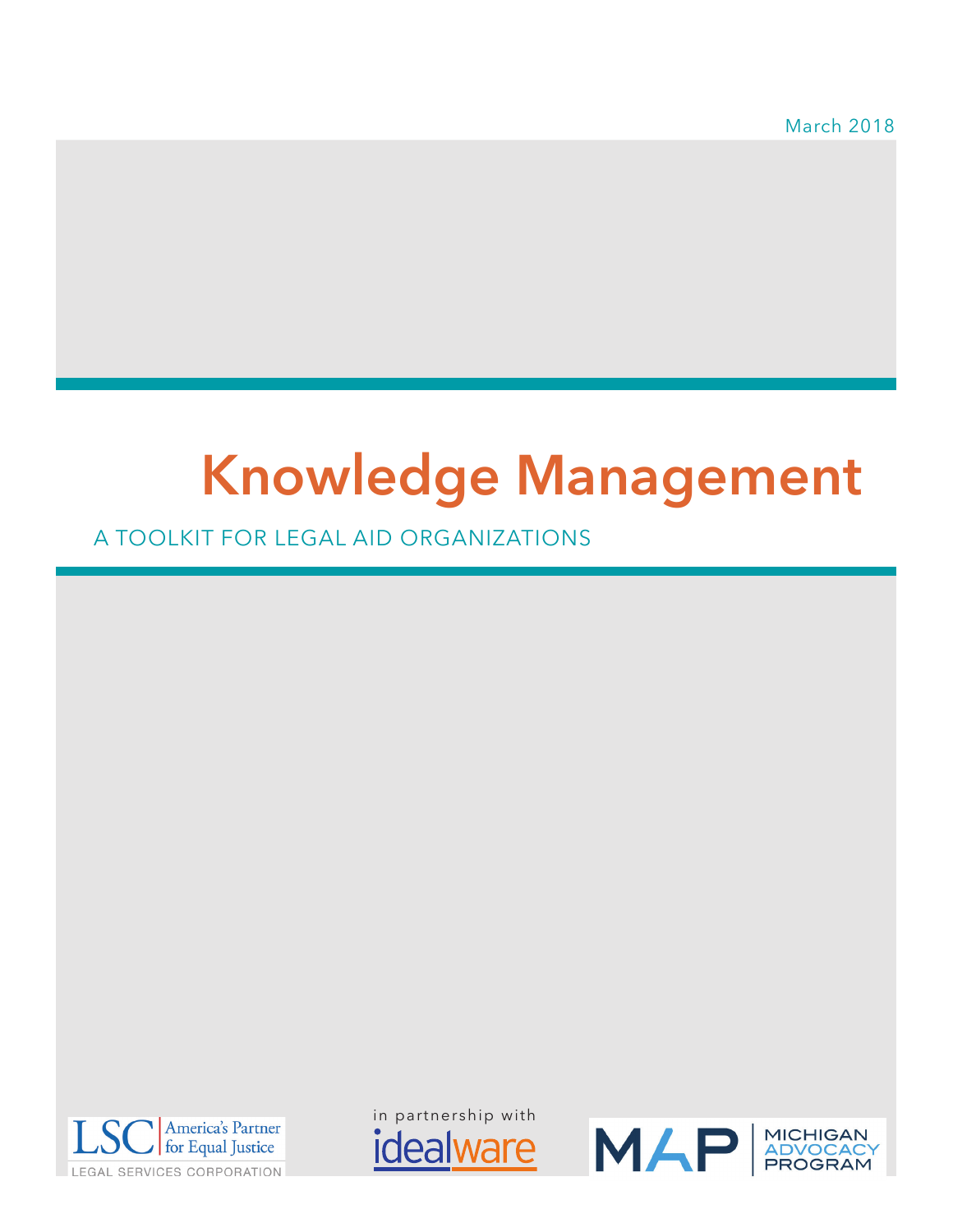March 2018

# Knowledge Management

## A TOOLKIT FOR LEGAL AID ORGANIZATIONS

LSC | America's Partner for Equal Justice
LEGAL SERVICES CORPORATION

in partnership with
idealware

MAP | MICHIGAN ADVOCACY PROGRAM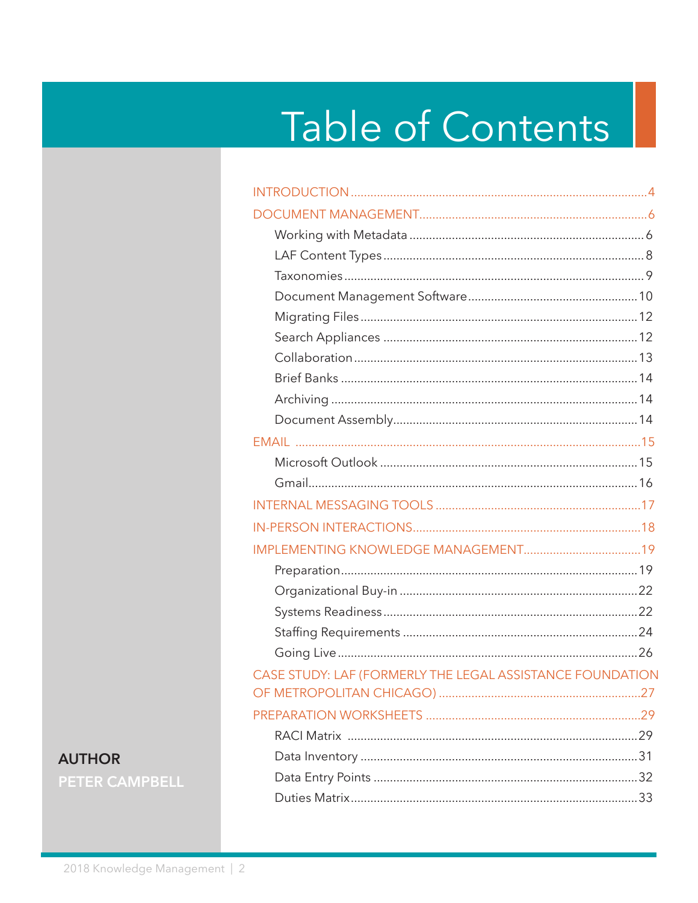# Table of Contents

INTRODUCTION ... 4

DOCUMENT MANAGEMENT ... 6

- Working with Metadata ... 6
- LAF Content Types ... 8
- Taxonomies ... 9
- Document Management Software ... 10
- Migrating Files ... 12
- Search Appliances ... 12
- Collaboration ... 13
- Brief Banks ... 14
- Archiving ... 14
- Document Assembly ... 14

EMAIL ... 15

- Microsoft Outlook ... 15
- Gmail ... 16

INTERNAL MESSAGING TOOLS ... 17

IN-PERSON INTERACTIONS ... 18

IMPLEMENTING KNOWLEDGE MANAGEMENT ... 19

- Preparation ... 19
- Organizational Buy-in ... 22
- Systems Readiness ... 22
- Staffing Requirements ... 24
- Going Live ... 26

CASE STUDY: LAF (FORMERLY THE LEGAL ASSISTANCE FOUNDATION OF METROPOLITAN CHICAGO) ... 27

PREPARATION WORKSHEETS ... 29

- RACI Matrix ... 29
- Data Inventory ... 31
- Data Entry Points ... 32
- Duties Matrix ... 33

**AUTHOR**

**PETER CAMPBELL**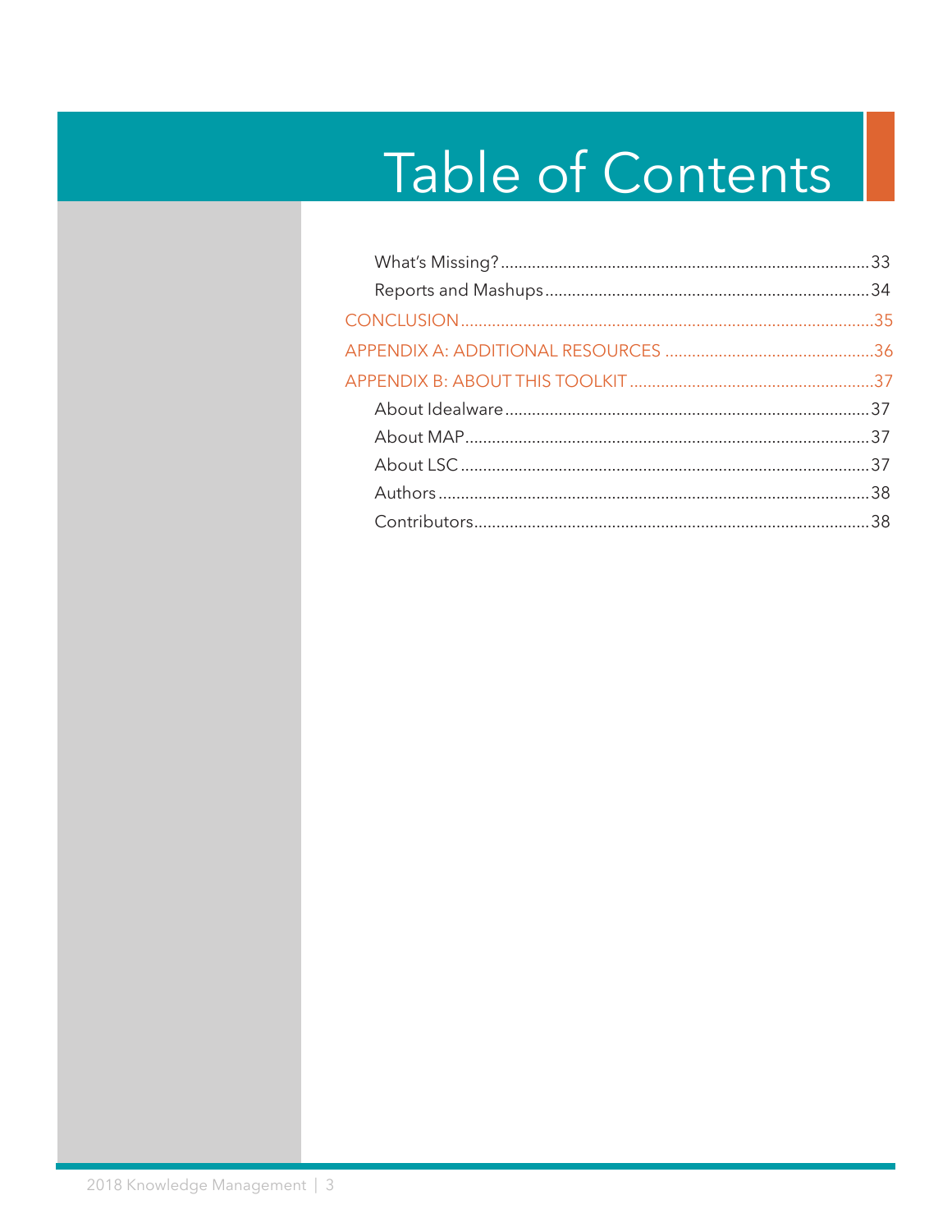# Table of Contents

- What's Missing? .......... 33
- Reports and Mashups .......... 34

CONCLUSION .......... 35

APPENDIX A: ADDITIONAL RESOURCES .......... 36

APPENDIX B: ABOUT THIS TOOLKIT .......... 37

- About Idealware .......... 37
- About MAP .......... 37
- About LSC .......... 37
- Authors .......... 38
- Contributors .......... 38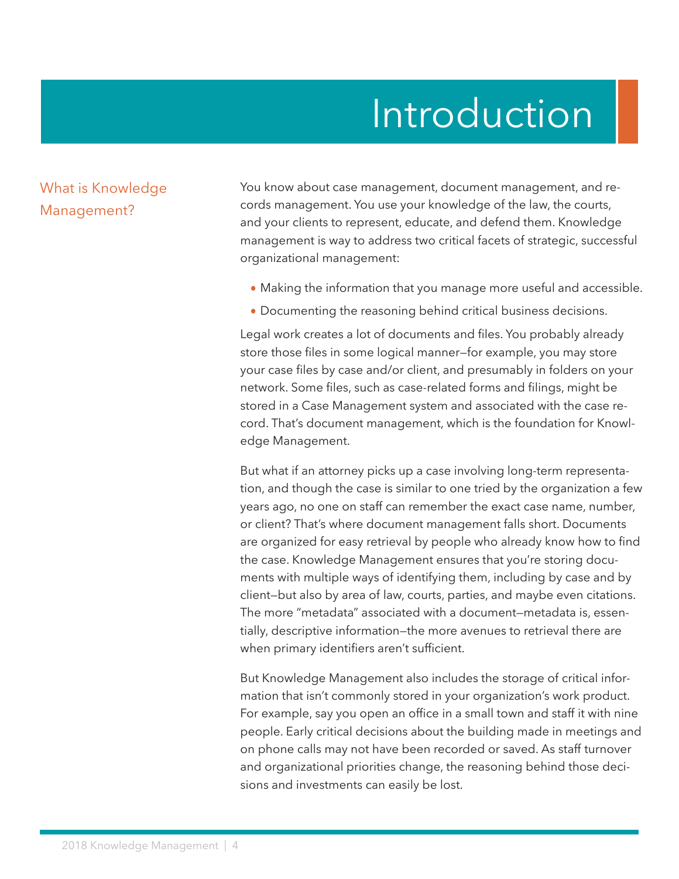# Introduction

## What is Knowledge Management?

You know about case management, document management, and records management. You use your knowledge of the law, the courts, and your clients to represent, educate, and defend them. Knowledge management is way to address two critical facets of strategic, successful organizational management:

- Making the information that you manage more useful and accessible.
- Documenting the reasoning behind critical business decisions.

Legal work creates a lot of documents and files. You probably already store those files in some logical manner—for example, you may store your case files by case and/or client, and presumably in folders on your network. Some files, such as case-related forms and filings, might be stored in a Case Management system and associated with the case record. That's document management, which is the foundation for Knowledge Management.

But what if an attorney picks up a case involving long-term representation, and though the case is similar to one tried by the organization a few years ago, no one on staff can remember the exact case name, number, or client? That's where document management falls short. Documents are organized for easy retrieval by people who already know how to find the case. Knowledge Management ensures that you're storing documents with multiple ways of identifying them, including by case and by client—but also by area of law, courts, parties, and maybe even citations. The more "metadata" associated with a document—metadata is, essentially, descriptive information—the more avenues to retrieval there are when primary identifiers aren't sufficient.

But Knowledge Management also includes the storage of critical information that isn't commonly stored in your organization's work product. For example, say you open an office in a small town and staff it with nine people. Early critical decisions about the building made in meetings and on phone calls may not have been recorded or saved. As staff turnover and organizational priorities change, the reasoning behind those decisions and investments can easily be lost.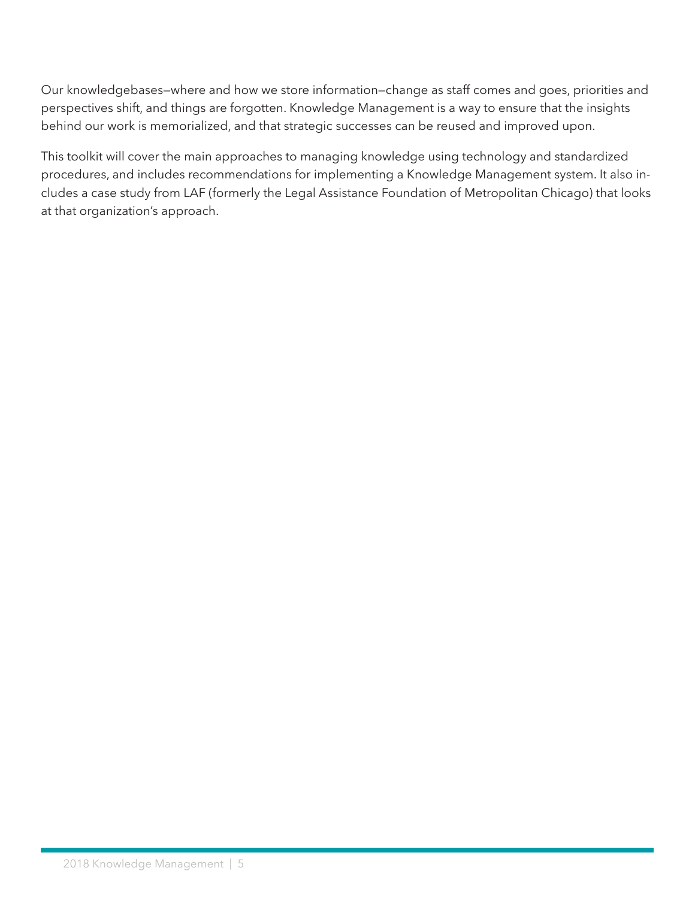Our knowledgebases—where and how we store information—change as staff comes and goes, priorities and perspectives shift, and things are forgotten. Knowledge Management is a way to ensure that the insights behind our work is memorialized, and that strategic successes can be reused and improved upon.

This toolkit will cover the main approaches to managing knowledge using technology and standardized procedures, and includes recommendations for implementing a Knowledge Management system. It also includes a case study from LAF (formerly the Legal Assistance Foundation of Metropolitan Chicago) that looks at that organization's approach.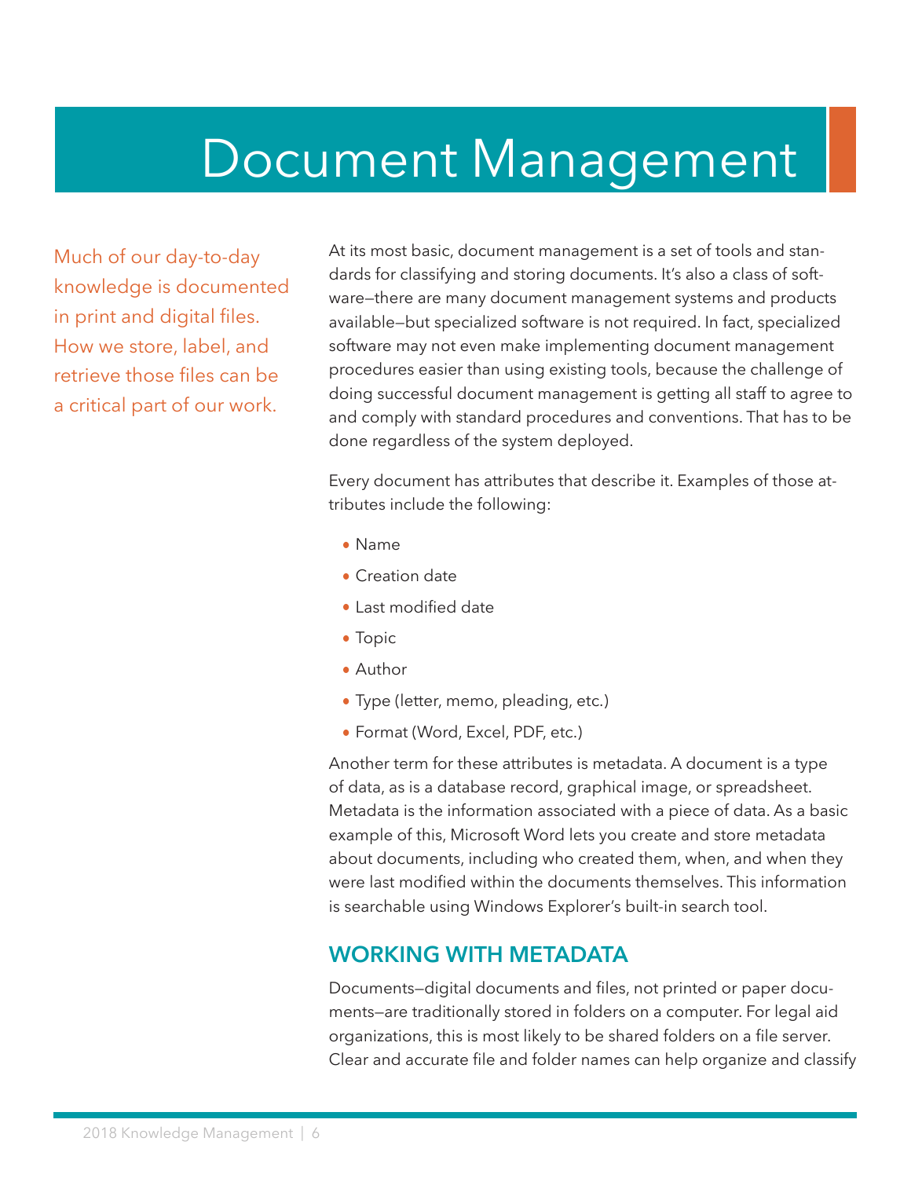# Document Management

Much of our day-to-day knowledge is documented in print and digital files. How we store, label, and retrieve those files can be a critical part of our work.

At its most basic, document management is a set of tools and standards for classifying and storing documents. It's also a class of software—there are many document management systems and products available—but specialized software is not required. In fact, specialized software may not even make implementing document management procedures easier than using existing tools, because the challenge of doing successful document management is getting all staff to agree to and comply with standard procedures and conventions. That has to be done regardless of the system deployed.

Every document has attributes that describe it. Examples of those attributes include the following:

- Name
- Creation date
- Last modified date
- Topic
- Author
- Type (letter, memo, pleading, etc.)
- Format (Word, Excel, PDF, etc.)

Another term for these attributes is metadata. A document is a type of data, as is a database record, graphical image, or spreadsheet. Metadata is the information associated with a piece of data. As a basic example of this, Microsoft Word lets you create and store metadata about documents, including who created them, when, and when they were last modified within the documents themselves. This information is searchable using Windows Explorer's built-in search tool.

## WORKING WITH METADATA

Documents—digital documents and files, not printed or paper documents—are traditionally stored in folders on a computer. For legal aid organizations, this is most likely to be shared folders on a file server. Clear and accurate file and folder names can help organize and classify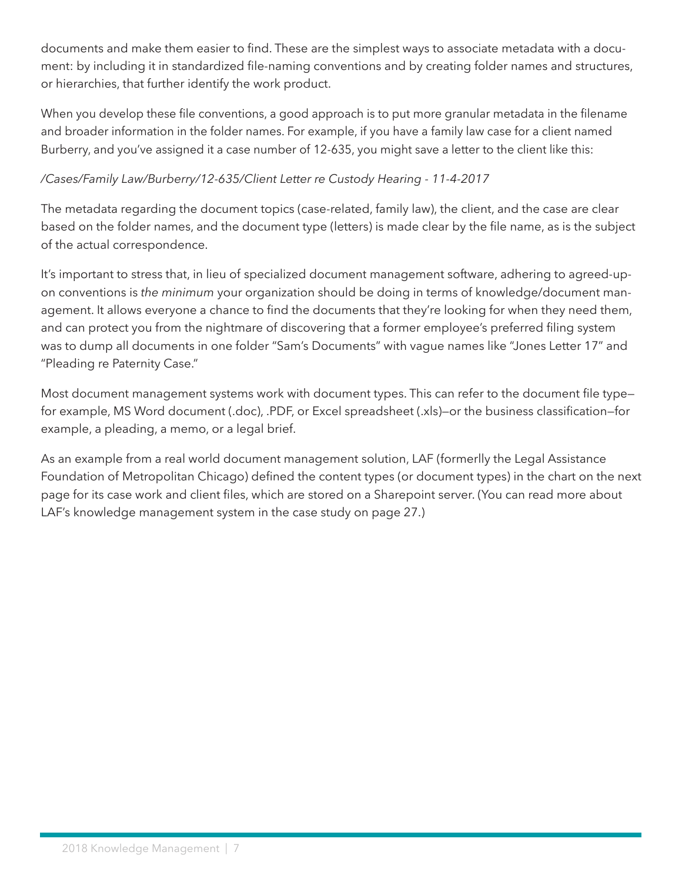documents and make them easier to find. These are the simplest ways to associate metadata with a document: by including it in standardized file-naming conventions and by creating folder names and structures, or hierarchies, that further identify the work product.

When you develop these file conventions, a good approach is to put more granular metadata in the filename and broader information in the folder names. For example, if you have a family law case for a client named Burberry, and you've assigned it a case number of 12-635, you might save a letter to the client like this:

*/Cases/Family Law/Burberry/12-635/Client Letter re Custody Hearing - 11-4-2017*

The metadata regarding the document topics (case-related, family law), the client, and the case are clear based on the folder names, and the document type (letters) is made clear by the file name, as is the subject of the actual correspondence.

It's important to stress that, in lieu of specialized document management software, adhering to agreed-upon conventions is *the minimum* your organization should be doing in terms of knowledge/document management. It allows everyone a chance to find the documents that they're looking for when they need them, and can protect you from the nightmare of discovering that a former employee's preferred filing system was to dump all documents in one folder "Sam's Documents" with vague names like "Jones Letter 17" and "Pleading re Paternity Case."

Most document management systems work with document types. This can refer to the document file type—for example, MS Word document (.doc), .PDF, or Excel spreadsheet (.xls)—or the business classification—for example, a pleading, a memo, or a legal brief.

As an example from a real world document management solution, LAF (formerlly the Legal Assistance Foundation of Metropolitan Chicago) defined the content types (or document types) in the chart on the next page for its case work and client files, which are stored on a Sharepoint server. (You can read more about LAF's knowledge management system in the case study on page 27.)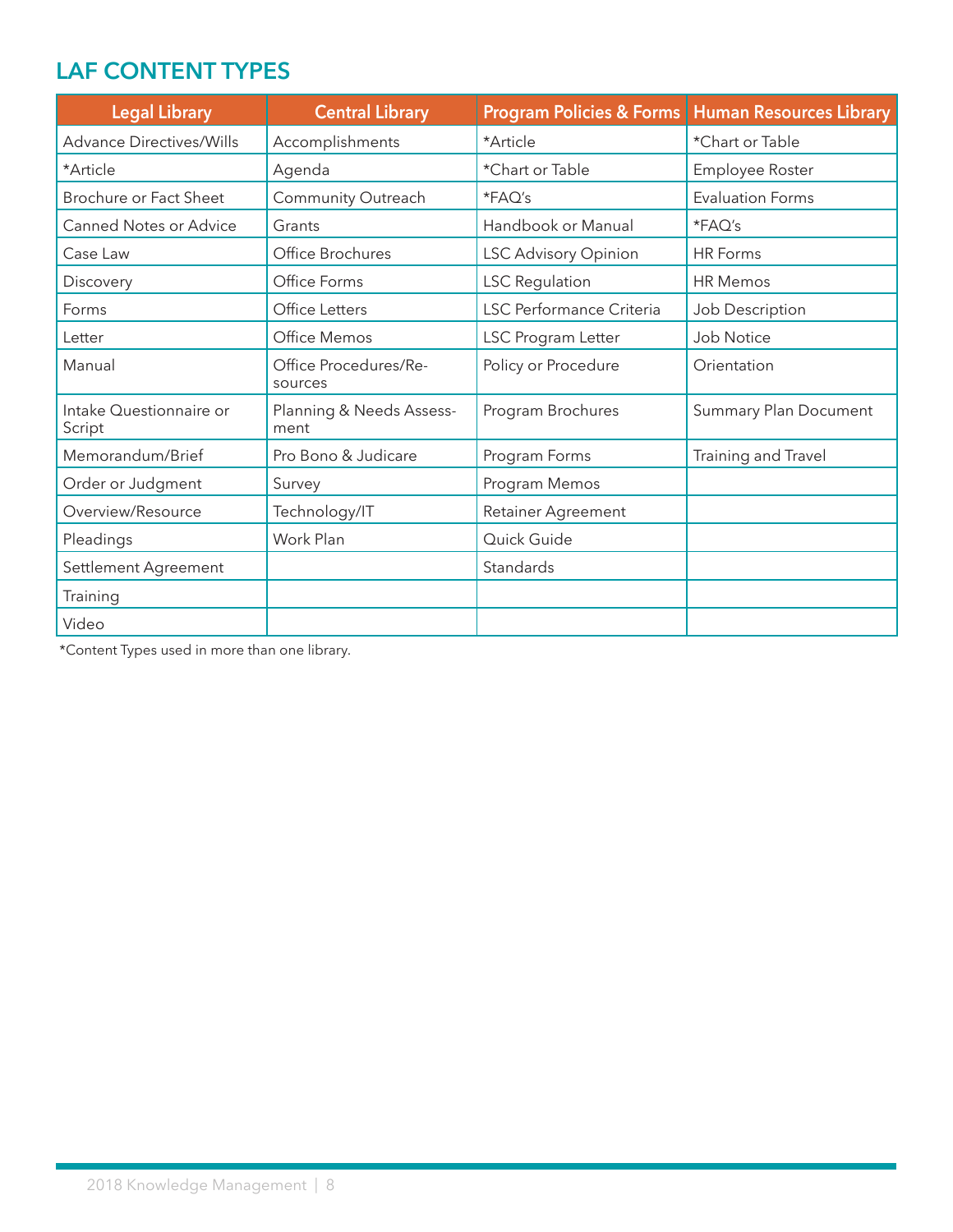## LAF CONTENT TYPES

| Legal Library | Central Library | Program Policies & Forms | Human Resources Library |
|---|---|---|---|
| Advance Directives/Wills | Accomplishments | *Article | *Chart or Table |
| *Article | Agenda | *Chart or Table | Employee Roster |
| Brochure or Fact Sheet | Community Outreach | *FAQ's | Evaluation Forms |
| Canned Notes or Advice | Grants | Handbook or Manual | *FAQ's |
| Case Law | Office Brochures | LSC Advisory Opinion | HR Forms |
| Discovery | Office Forms | LSC Regulation | HR Memos |
| Forms | Office Letters | LSC Performance Criteria | Job Description |
| Letter | Office Memos | LSC Program Letter | Job Notice |
| Manual | Office Procedures/Resources | Policy or Procedure | Orientation |
| Intake Questionnaire or Script | Planning & Needs Assessment | Program Brochures | Summary Plan Document |
| Memorandum/Brief | Pro Bono & Judicare | Program Forms | Training and Travel |
| Order or Judgment | Survey | Program Memos | |
| Overview/Resource | Technology/IT | Retainer Agreement | |
| Pleadings | Work Plan | Quick Guide | |
| Settlement Agreement | | Standards | |
| Training | | | |
| Video | | | |

*Content Types used in more than one library.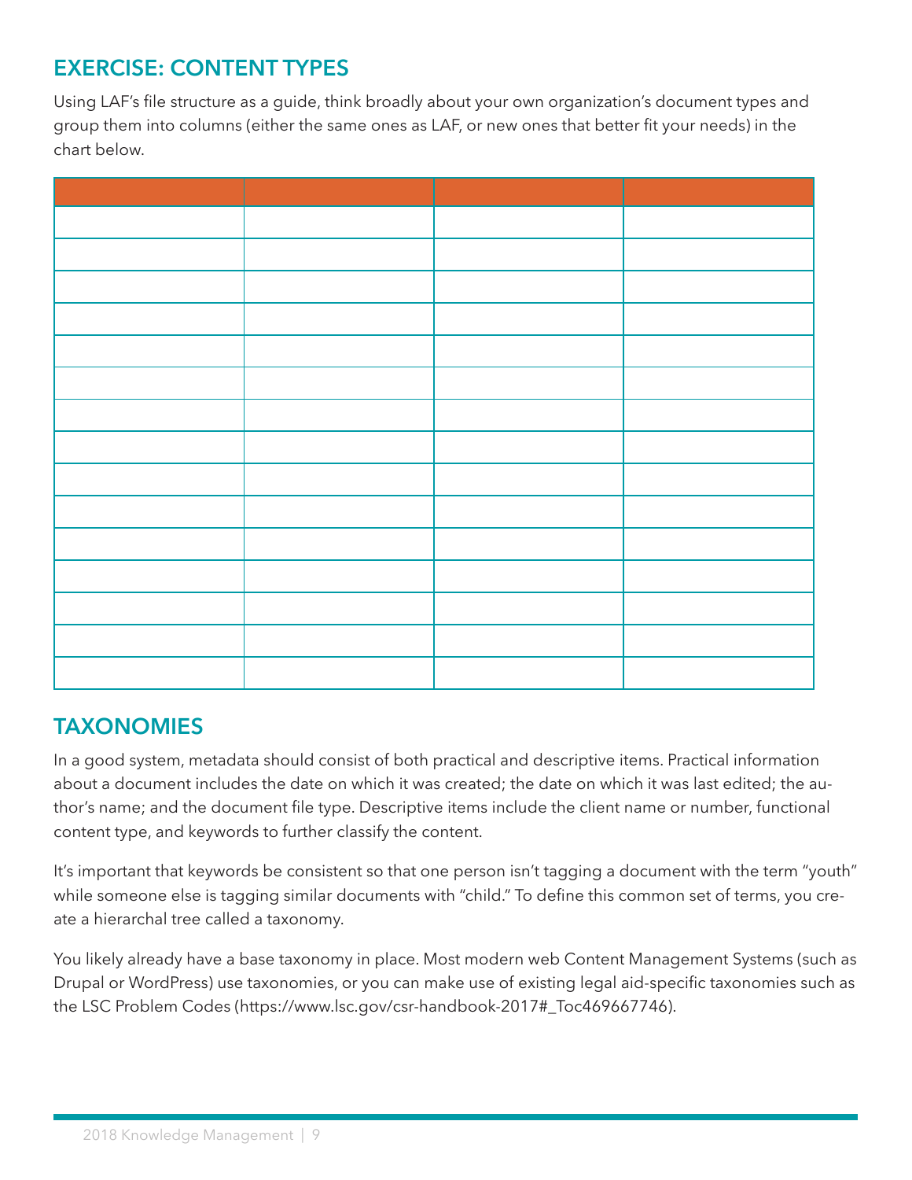## EXERCISE: CONTENT TYPES

Using LAF's file structure as a guide, think broadly about your own organization's document types and group them into columns (either the same ones as LAF, or new ones that better fit your needs) in the chart below.

| | | | |
|---|---|---|---|
| | | | |
| | | | |
| | | | |
| | | | |
| | | | |
| | | | |
| | | | |
| | | | |
| | | | |
| | | | |
| | | | |
| | | | |
| | | | |
| | | | |
| | | | |

## TAXONOMIES

In a good system, metadata should consist of both practical and descriptive items. Practical information about a document includes the date on which it was created; the date on which it was last edited; the author's name; and the document file type. Descriptive items include the client name or number, functional content type, and keywords to further classify the content.

It's important that keywords be consistent so that one person isn't tagging a document with the term "youth" while someone else is tagging similar documents with "child." To define this common set of terms, you create a hierarchal tree called a taxonomy.

You likely already have a base taxonomy in place. Most modern web Content Management Systems (such as Drupal or WordPress) use taxonomies, or you can make use of existing legal aid-specific taxonomies such as the LSC Problem Codes (https://www.lsc.gov/csr-handbook-2017#_Toc469667746).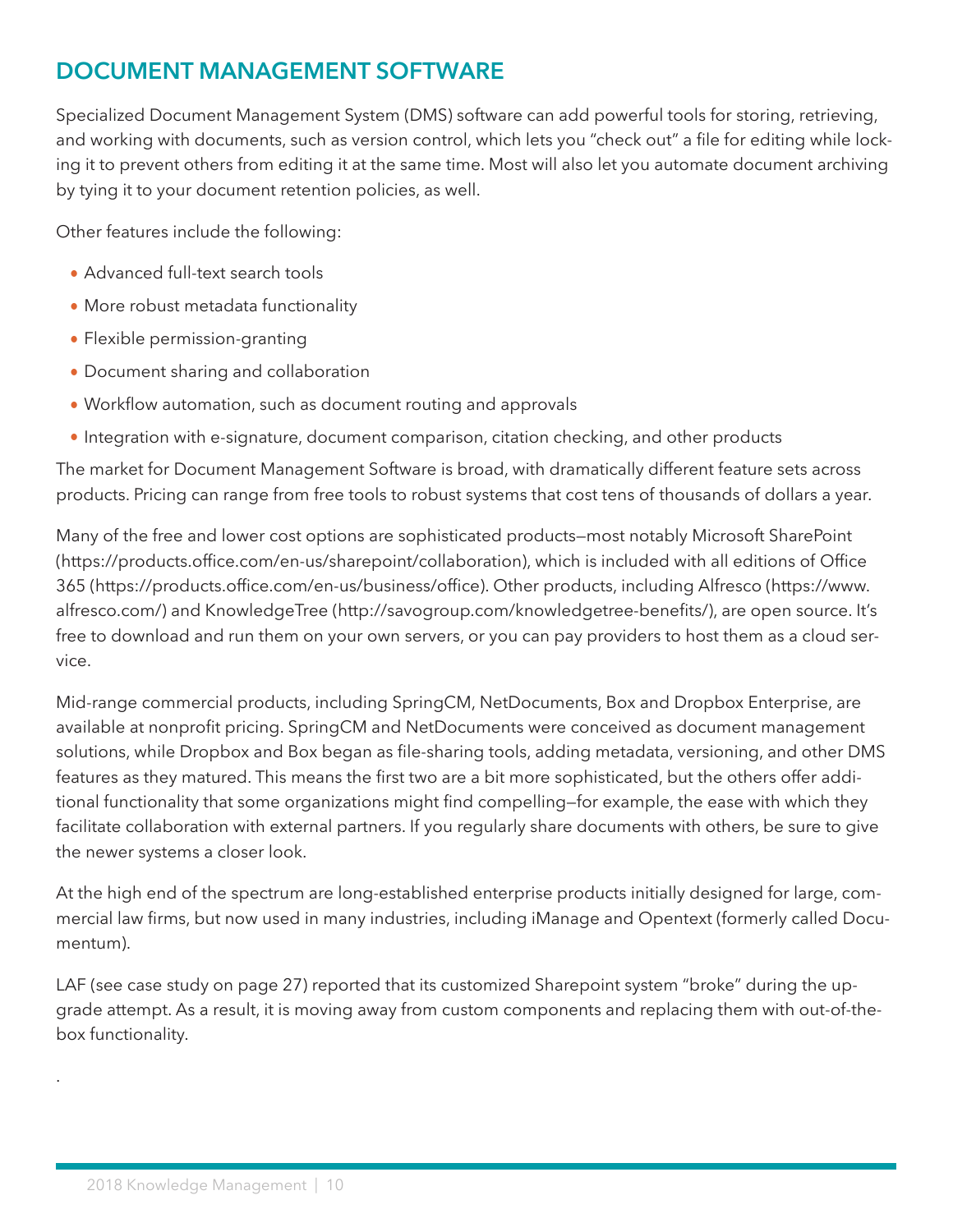## DOCUMENT MANAGEMENT SOFTWARE

Specialized Document Management System (DMS) software can add powerful tools for storing, retrieving, and working with documents, such as version control, which lets you "check out" a file for editing while locking it to prevent others from editing it at the same time. Most will also let you automate document archiving by tying it to your document retention policies, as well.

Other features include the following:

- Advanced full-text search tools
- More robust metadata functionality
- Flexible permission-granting
- Document sharing and collaboration
- Workflow automation, such as document routing and approvals
- Integration with e-signature, document comparison, citation checking, and other products

The market for Document Management Software is broad, with dramatically different feature sets across products. Pricing can range from free tools to robust systems that cost tens of thousands of dollars a year.

Many of the free and lower cost options are sophisticated products—most notably Microsoft SharePoint (https://products.office.com/en-us/sharepoint/collaboration), which is included with all editions of Office 365 (https://products.office.com/en-us/business/office). Other products, including Alfresco (https://www.alfresco.com/) and KnowledgeTree (http://savogroup.com/knowledgetree-benefits/), are open source. It's free to download and run them on your own servers, or you can pay providers to host them as a cloud service.

Mid-range commercial products, including SpringCM, NetDocuments, Box and Dropbox Enterprise, are available at nonprofit pricing. SpringCM and NetDocuments were conceived as document management solutions, while Dropbox and Box began as file-sharing tools, adding metadata, versioning, and other DMS features as they matured. This means the first two are a bit more sophisticated, but the others offer additional functionality that some organizations might find compelling—for example, the ease with which they facilitate collaboration with external partners. If you regularly share documents with others, be sure to give the newer systems a closer look.

At the high end of the spectrum are long-established enterprise products initially designed for large, commercial law firms, but now used in many industries, including iManage and Opentext (formerly called Documentum).

LAF (see case study on page 27) reported that its customized Sharepoint system "broke" during the upgrade attempt. As a result, it is moving away from custom components and replacing them with out-of-the-box functionality.

.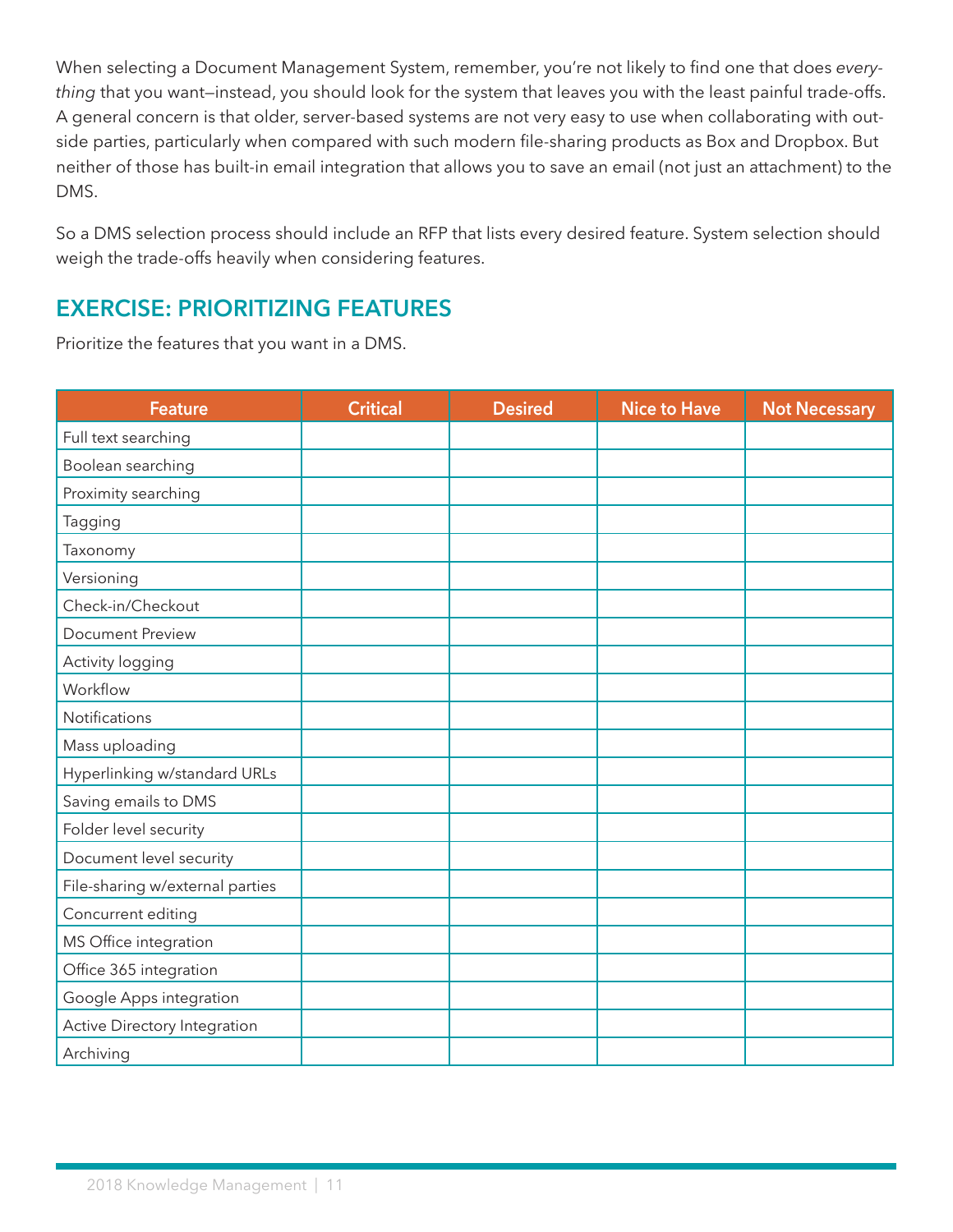When selecting a Document Management System, remember, you're not likely to find one that does *everything* that you want—instead, you should look for the system that leaves you with the least painful trade-offs. A general concern is that older, server-based systems are not very easy to use when collaborating with outside parties, particularly when compared with such modern file-sharing products as Box and Dropbox. But neither of those has built-in email integration that allows you to save an email (not just an attachment) to the DMS.

So a DMS selection process should include an RFP that lists every desired feature. System selection should weigh the trade-offs heavily when considering features.

## EXERCISE: PRIORITIZING FEATURES

Prioritize the features that you want in a DMS.

| Feature | Critical | Desired | Nice to Have | Not Necessary |
|---|---|---|---|---|
| Full text searching | | | | |
| Boolean searching | | | | |
| Proximity searching | | | | |
| Tagging | | | | |
| Taxonomy | | | | |
| Versioning | | | | |
| Check-in/Checkout | | | | |
| Document Preview | | | | |
| Activity logging | | | | |
| Workflow | | | | |
| Notifications | | | | |
| Mass uploading | | | | |
| Hyperlinking w/standard URLs | | | | |
| Saving emails to DMS | | | | |
| Folder level security | | | | |
| Document level security | | | | |
| File-sharing w/external parties | | | | |
| Concurrent editing | | | | |
| MS Office integration | | | | |
| Office 365 integration | | | | |
| Google Apps integration | | | | |
| Active Directory Integration | | | | |
| Archiving | | | | |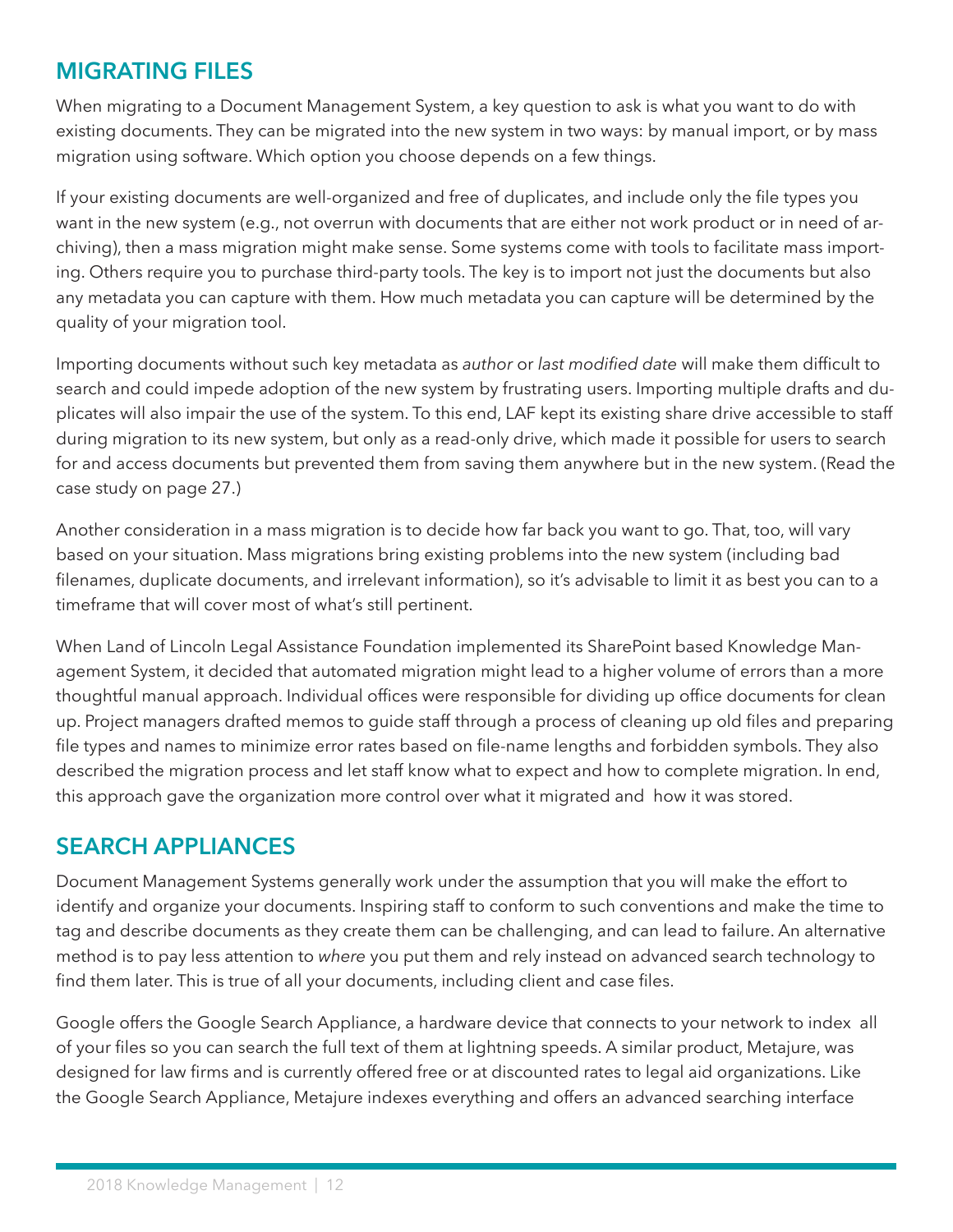## MIGRATING FILES

When migrating to a Document Management System, a key question to ask is what you want to do with existing documents. They can be migrated into the new system in two ways: by manual import, or by mass migration using software. Which option you choose depends on a few things.

If your existing documents are well-organized and free of duplicates, and include only the file types you want in the new system (e.g., not overrun with documents that are either not work product or in need of archiving), then a mass migration might make sense. Some systems come with tools to facilitate mass importing. Others require you to purchase third-party tools. The key is to import not just the documents but also any metadata you can capture with them. How much metadata you can capture will be determined by the quality of your migration tool.

Importing documents without such key metadata as *author* or *last modified date* will make them difficult to search and could impede adoption of the new system by frustrating users. Importing multiple drafts and duplicates will also impair the use of the system. To this end, LAF kept its existing share drive accessible to staff during migration to its new system, but only as a read-only drive, which made it possible for users to search for and access documents but prevented them from saving them anywhere but in the new system. (Read the case study on page 27.)

Another consideration in a mass migration is to decide how far back you want to go. That, too, will vary based on your situation. Mass migrations bring existing problems into the new system (including bad filenames, duplicate documents, and irrelevant information), so it's advisable to limit it as best you can to a timeframe that will cover most of what's still pertinent.

When Land of Lincoln Legal Assistance Foundation implemented its SharePoint based Knowledge Management System, it decided that automated migration might lead to a higher volume of errors than a more thoughtful manual approach. Individual offices were responsible for dividing up office documents for clean up. Project managers drafted memos to guide staff through a process of cleaning up old files and preparing file types and names to minimize error rates based on file-name lengths and forbidden symbols. They also described the migration process and let staff know what to expect and how to complete migration. In end, this approach gave the organization more control over what it migrated and how it was stored.

## SEARCH APPLIANCES

Document Management Systems generally work under the assumption that you will make the effort to identify and organize your documents. Inspiring staff to conform to such conventions and make the time to tag and describe documents as they create them can be challenging, and can lead to failure. An alternative method is to pay less attention to *where* you put them and rely instead on advanced search technology to find them later. This is true of all your documents, including client and case files.

Google offers the Google Search Appliance, a hardware device that connects to your network to index all of your files so you can search the full text of them at lightning speeds. A similar product, Metajure, was designed for law firms and is currently offered free or at discounted rates to legal aid organizations. Like the Google Search Appliance, Metajure indexes everything and offers an advanced searching interface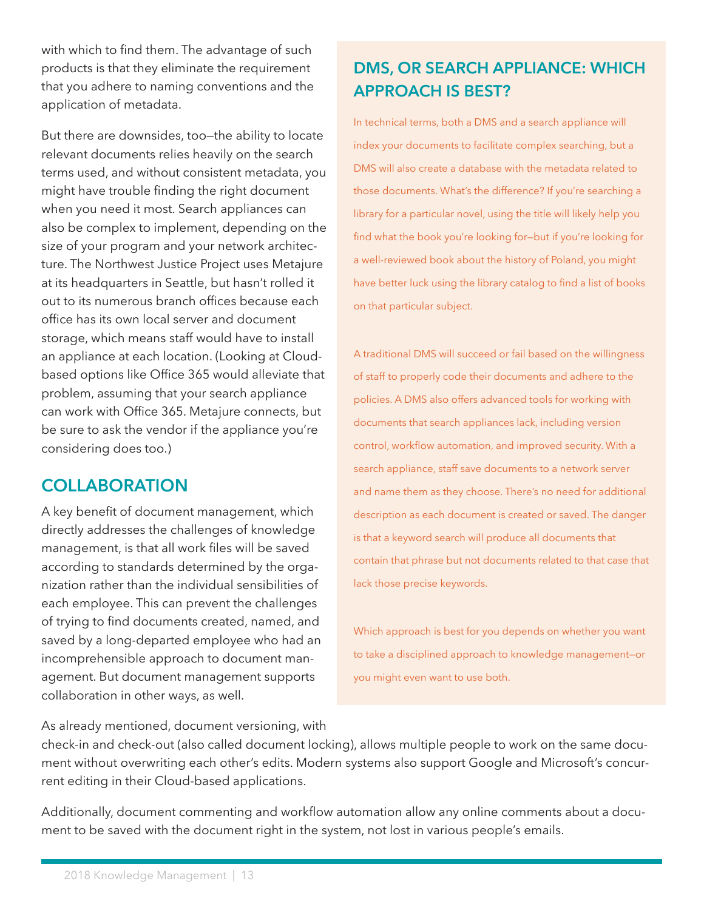with which to find them. The advantage of such products is that they eliminate the requirement that you adhere to naming conventions and the application of metadata.

But there are downsides, too—the ability to locate relevant documents relies heavily on the search terms used, and without consistent metadata, you might have trouble finding the right document when you need it most. Search appliances can also be complex to implement, depending on the size of your program and your network architecture. The Northwest Justice Project uses Metajure at its headquarters in Seattle, but hasn't rolled it out to its numerous branch offices because each office has its own local server and document storage, which means staff would have to install an appliance at each location. (Looking at Cloud-based options like Office 365 would alleviate that problem, assuming that your search appliance can work with Office 365. Metajure connects, but be sure to ask the vendor if the appliance you're considering does too.)

## COLLABORATION

A key benefit of document management, which directly addresses the challenges of knowledge management, is that all work files will be saved according to standards determined by the organization rather than the individual sensibilities of each employee. This can prevent the challenges of trying to find documents created, named, and saved by a long-departed employee who had an incomprehensible approach to document management. But document management supports collaboration in other ways, as well.

As already mentioned, document versioning, with check-in and check-out (also called document locking), allows multiple people to work on the same document without overwriting each other's edits. Modern systems also support Google and Microsoft's concurrent editing in their Cloud-based applications.

Additionally, document commenting and workflow automation allow any online comments about a document to be saved with the document right in the system, not lost in various people's emails.

## DMS, OR SEARCH APPLIANCE: WHICH APPROACH IS BEST?

In technical terms, both a DMS and a search appliance will index your documents to facilitate complex searching, but a DMS will also create a database with the metadata related to those documents. What's the difference? If you're searching a library for a particular novel, using the title will likely help you find what the book you're looking for—but if you're looking for a well-reviewed book about the history of Poland, you might have better luck using the library catalog to find a list of books on that particular subject.

A traditional DMS will succeed or fail based on the willingness of staff to properly code their documents and adhere to the policies. A DMS also offers advanced tools for working with documents that search appliances lack, including version control, workflow automation, and improved security. With a search appliance, staff save documents to a network server and name them as they choose. There's no need for additional description as each document is created or saved. The danger is that a keyword search will produce all documents that contain that phrase but not documents related to that case that lack those precise keywords.

Which approach is best for you depends on whether you want to take a disciplined approach to knowledge management—or you might even want to use both.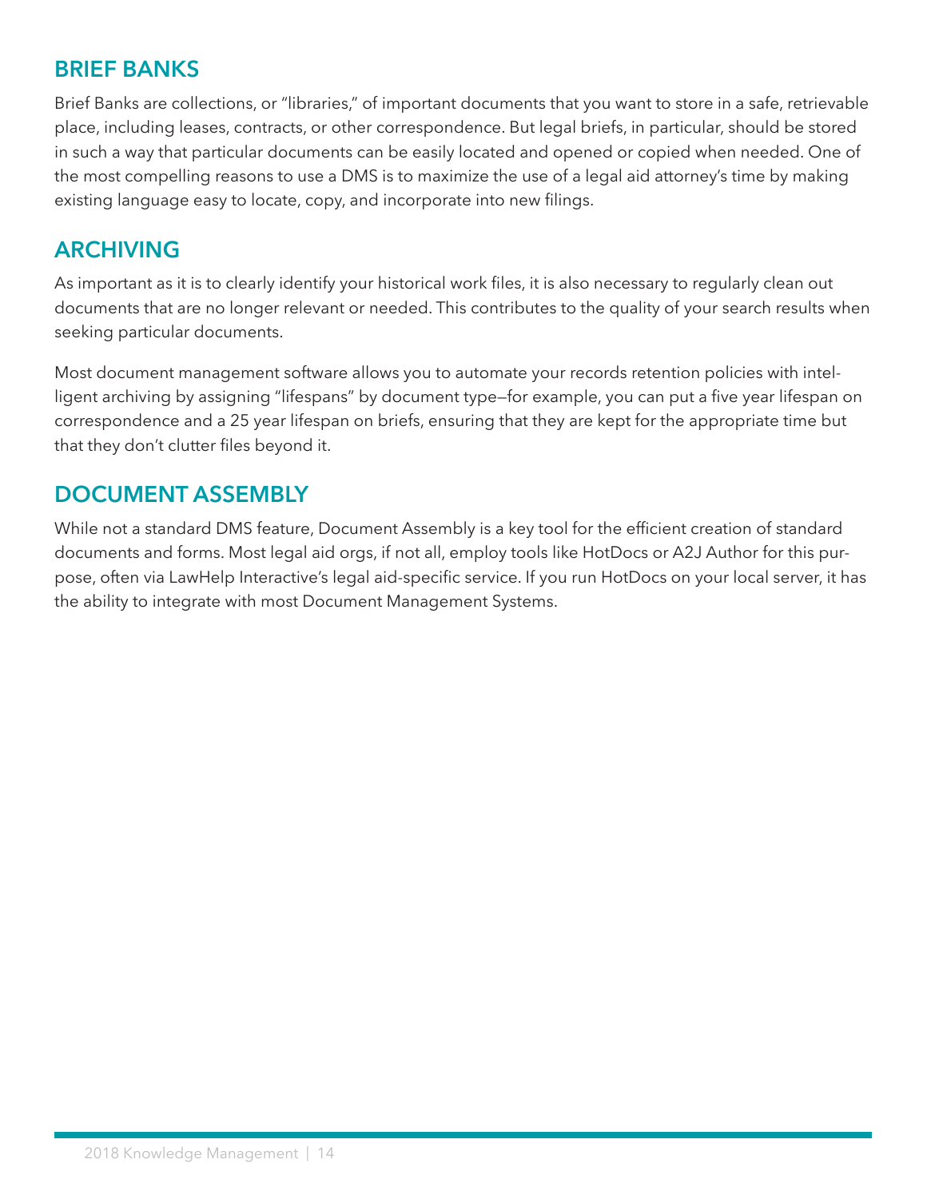## BRIEF BANKS

Brief Banks are collections, or "libraries," of important documents that you want to store in a safe, retrievable place, including leases, contracts, or other correspondence. But legal briefs, in particular, should be stored in such a way that particular documents can be easily located and opened or copied when needed. One of the most compelling reasons to use a DMS is to maximize the use of a legal aid attorney's time by making existing language easy to locate, copy, and incorporate into new filings.

## ARCHIVING

As important as it is to clearly identify your historical work files, it is also necessary to regularly clean out documents that are no longer relevant or needed. This contributes to the quality of your search results when seeking particular documents.

Most document management software allows you to automate your records retention policies with intelligent archiving by assigning "lifespans" by document type—for example, you can put a five year lifespan on correspondence and a 25 year lifespan on briefs, ensuring that they are kept for the appropriate time but that they don't clutter files beyond it.

## DOCUMENT ASSEMBLY

While not a standard DMS feature, Document Assembly is a key tool for the efficient creation of standard documents and forms. Most legal aid orgs, if not all, employ tools like HotDocs or A2J Author for this purpose, often via LawHelp Interactive's legal aid-specific service. If you run HotDocs on your local server, it has the ability to integrate with most Document Management Systems.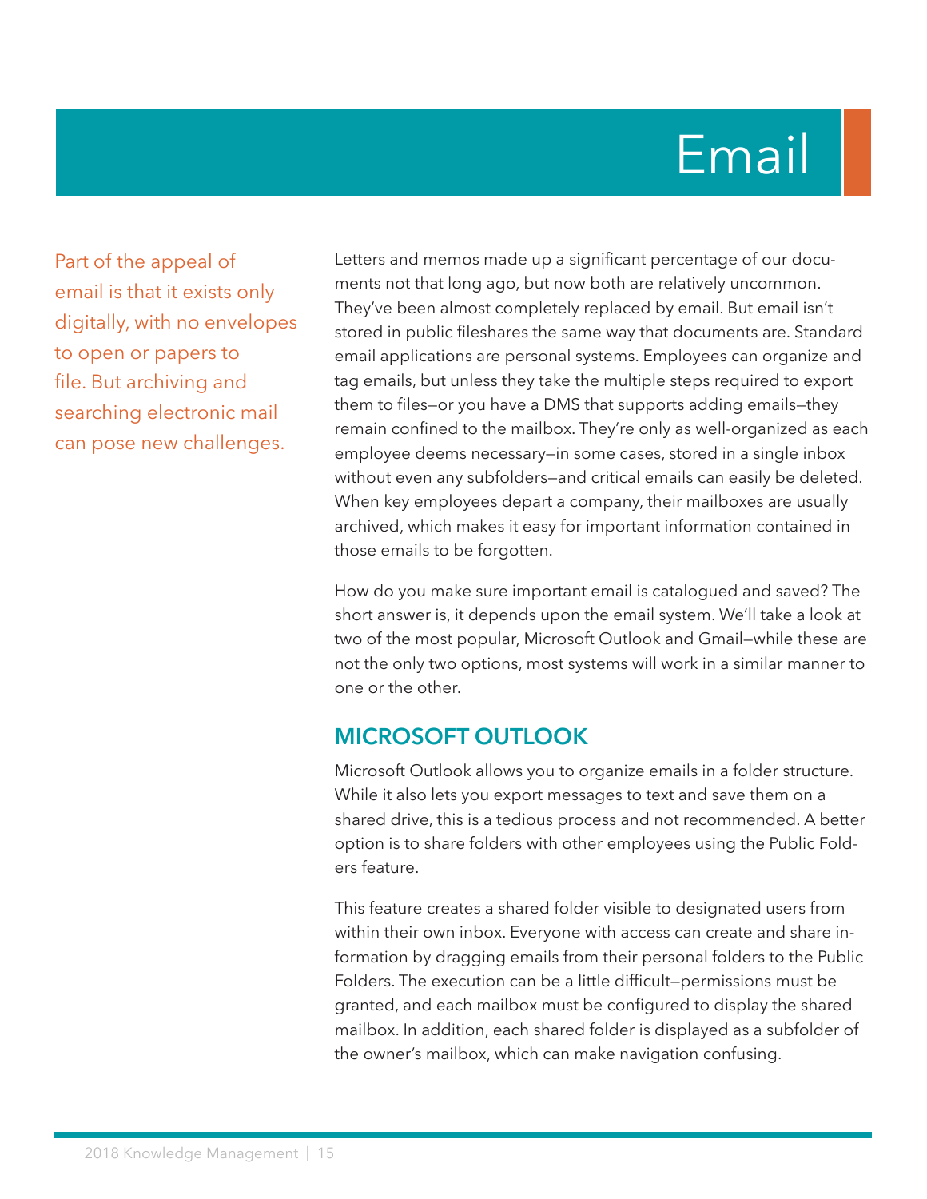# Email

Part of the appeal of email is that it exists only digitally, with no envelopes to open or papers to file. But archiving and searching electronic mail can pose new challenges.

Letters and memos made up a significant percentage of our documents not that long ago, but now both are relatively uncommon. They've been almost completely replaced by email. But email isn't stored in public fileshares the same way that documents are. Standard email applications are personal systems. Employees can organize and tag emails, but unless they take the multiple steps required to export them to files—or you have a DMS that supports adding emails—they remain confined to the mailbox. They're only as well-organized as each employee deems necessary—in some cases, stored in a single inbox without even any subfolders—and critical emails can easily be deleted. When key employees depart a company, their mailboxes are usually archived, which makes it easy for important information contained in those emails to be forgotten.

How do you make sure important email is catalogued and saved? The short answer is, it depends upon the email system. We'll take a look at two of the most popular, Microsoft Outlook and Gmail—while these are not the only two options, most systems will work in a similar manner to one or the other.

## MICROSOFT OUTLOOK

Microsoft Outlook allows you to organize emails in a folder structure. While it also lets you export messages to text and save them on a shared drive, this is a tedious process and not recommended. A better option is to share folders with other employees using the Public Folders feature.

This feature creates a shared folder visible to designated users from within their own inbox. Everyone with access can create and share information by dragging emails from their personal folders to the Public Folders. The execution can be a little difficult—permissions must be granted, and each mailbox must be configured to display the shared mailbox. In addition, each shared folder is displayed as a subfolder of the owner's mailbox, which can make navigation confusing.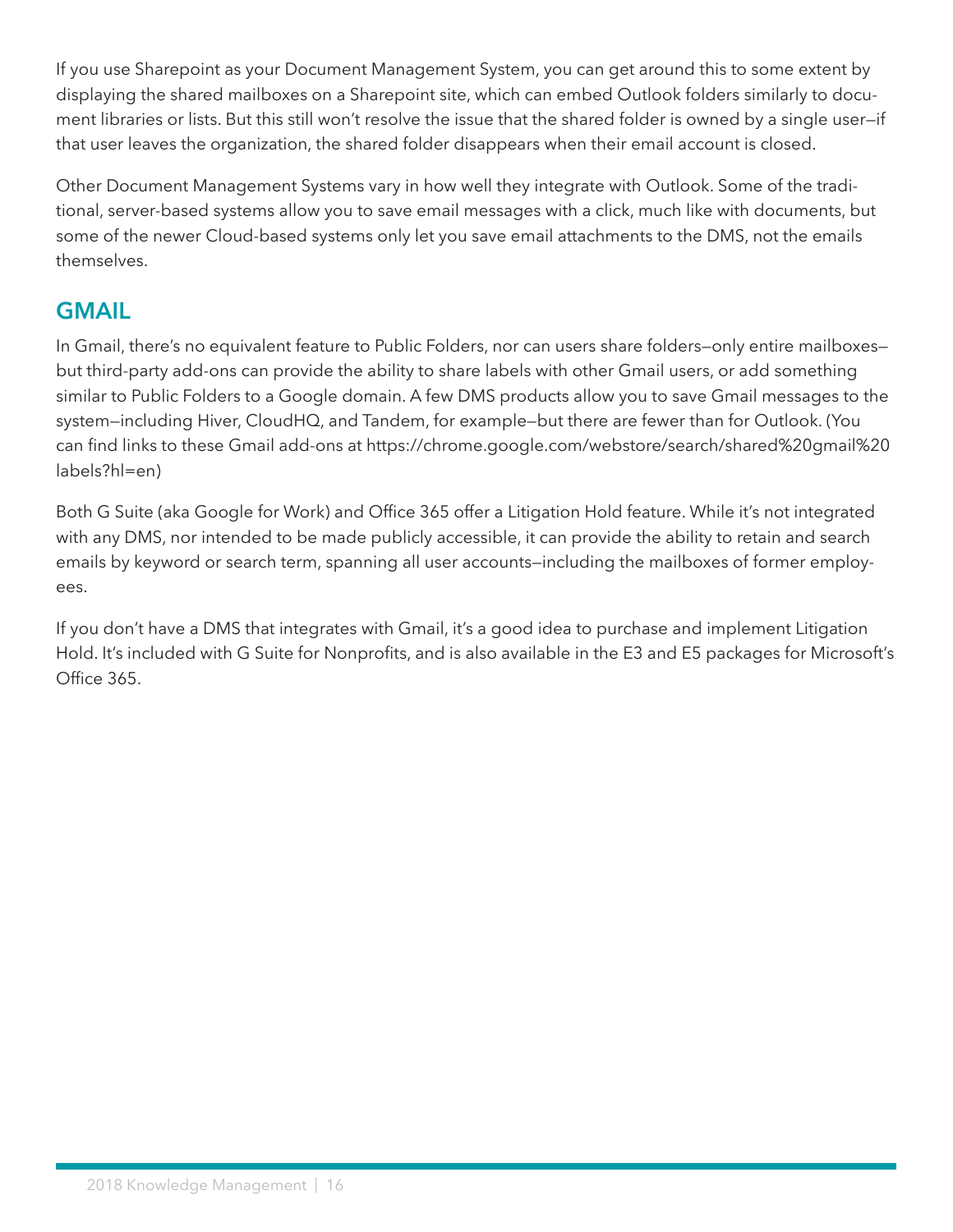If you use Sharepoint as your Document Management System, you can get around this to some extent by displaying the shared mailboxes on a Sharepoint site, which can embed Outlook folders similarly to document libraries or lists. But this still won't resolve the issue that the shared folder is owned by a single user—if that user leaves the organization, the shared folder disappears when their email account is closed.

Other Document Management Systems vary in how well they integrate with Outlook. Some of the traditional, server-based systems allow you to save email messages with a click, much like with documents, but some of the newer Cloud-based systems only let you save email attachments to the DMS, not the emails themselves.

## GMAIL

In Gmail, there's no equivalent feature to Public Folders, nor can users share folders—only entire mailboxes—but third-party add-ons can provide the ability to share labels with other Gmail users, or add something similar to Public Folders to a Google domain. A few DMS products allow you to save Gmail messages to the system—including Hiver, CloudHQ, and Tandem, for example—but there are fewer than for Outlook. (You can find links to these Gmail add-ons at https://chrome.google.com/webstore/search/shared%20gmail%20labels?hl=en)

Both G Suite (aka Google for Work) and Office 365 offer a Litigation Hold feature. While it's not integrated with any DMS, nor intended to be made publicly accessible, it can provide the ability to retain and search emails by keyword or search term, spanning all user accounts—including the mailboxes of former employees.

If you don't have a DMS that integrates with Gmail, it's a good idea to purchase and implement Litigation Hold. It's included with G Suite for Nonprofits, and is also available in the E3 and E5 packages for Microsoft's Office 365.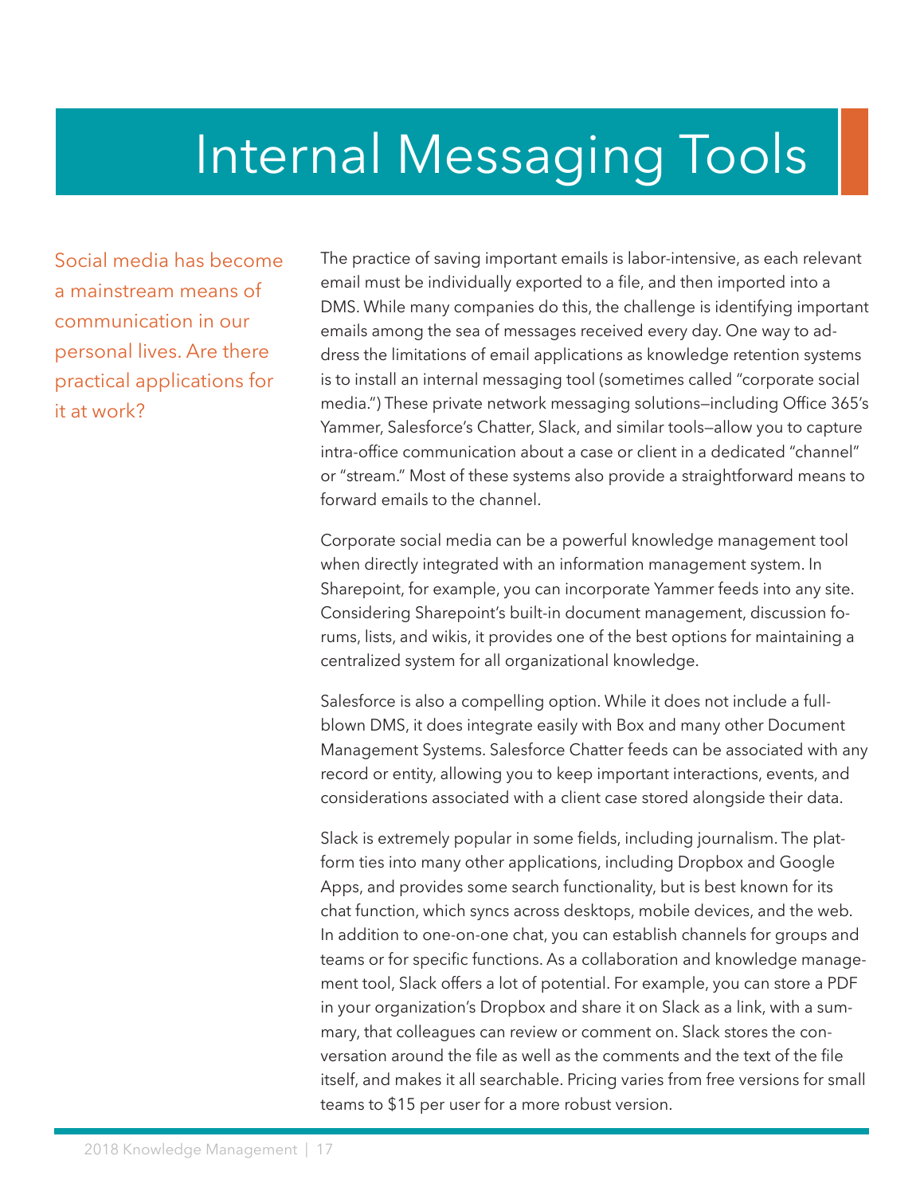# Internal Messaging Tools

Social media has become a mainstream means of communication in our personal lives. Are there practical applications for it at work?

The practice of saving important emails is labor-intensive, as each relevant email must be individually exported to a file, and then imported into a DMS. While many companies do this, the challenge is identifying important emails among the sea of messages received every day. One way to address the limitations of email applications as knowledge retention systems is to install an internal messaging tool (sometimes called "corporate social media.") These private network messaging solutions—including Office 365's Yammer, Salesforce's Chatter, Slack, and similar tools—allow you to capture intra-office communication about a case or client in a dedicated "channel" or "stream." Most of these systems also provide a straightforward means to forward emails to the channel.

Corporate social media can be a powerful knowledge management tool when directly integrated with an information management system. In Sharepoint, for example, you can incorporate Yammer feeds into any site. Considering Sharepoint's built-in document management, discussion forums, lists, and wikis, it provides one of the best options for maintaining a centralized system for all organizational knowledge.

Salesforce is also a compelling option. While it does not include a full-blown DMS, it does integrate easily with Box and many other Document Management Systems. Salesforce Chatter feeds can be associated with any record or entity, allowing you to keep important interactions, events, and considerations associated with a client case stored alongside their data.

Slack is extremely popular in some fields, including journalism. The platform ties into many other applications, including Dropbox and Google Apps, and provides some search functionality, but is best known for its chat function, which syncs across desktops, mobile devices, and the web. In addition to one-on-one chat, you can establish channels for groups and teams or for specific functions. As a collaboration and knowledge management tool, Slack offers a lot of potential. For example, you can store a PDF in your organization's Dropbox and share it on Slack as a link, with a summary, that colleagues can review or comment on. Slack stores the conversation around the file as well as the comments and the text of the file itself, and makes it all searchable. Pricing varies from free versions for small teams to $15 per user for a more robust version.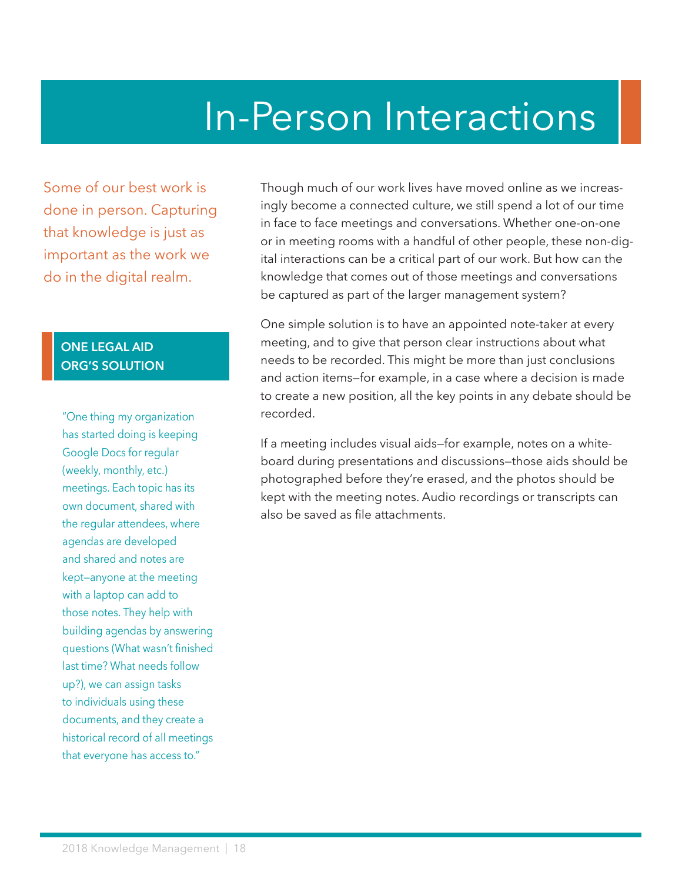# In-Person Interactions

Some of our best work is done in person. Capturing that knowledge is just as important as the work we do in the digital realm.

Though much of our work lives have moved online as we increasingly become a connected culture, we still spend a lot of our time in face to face meetings and conversations. Whether one-on-one or in meeting rooms with a handful of other people, these non-digital interactions can be a critical part of our work. But how can the knowledge that comes out of those meetings and conversations be captured as part of the larger management system?

One simple solution is to have an appointed note-taker at every meeting, and to give that person clear instructions about what needs to be recorded. This might be more than just conclusions and action items—for example, in a case where a decision is made to create a new position, all the key points in any debate should be recorded.

If a meeting includes visual aids—for example, notes on a whiteboard during presentations and discussions—those aids should be photographed before they're erased, and the photos should be kept with the meeting notes. Audio recordings or transcripts can also be saved as file attachments.

### ONE LEGAL AID ORG'S SOLUTION

"One thing my organization has started doing is keeping Google Docs for regular (weekly, monthly, etc.) meetings. Each topic has its own document, shared with the regular attendees, where agendas are developed and shared and notes are kept—anyone at the meeting with a laptop can add to those notes. They help with building agendas by answering questions (What wasn't finished last time? What needs follow up?), we can assign tasks to individuals using these documents, and they create a historical record of all meetings that everyone has access to."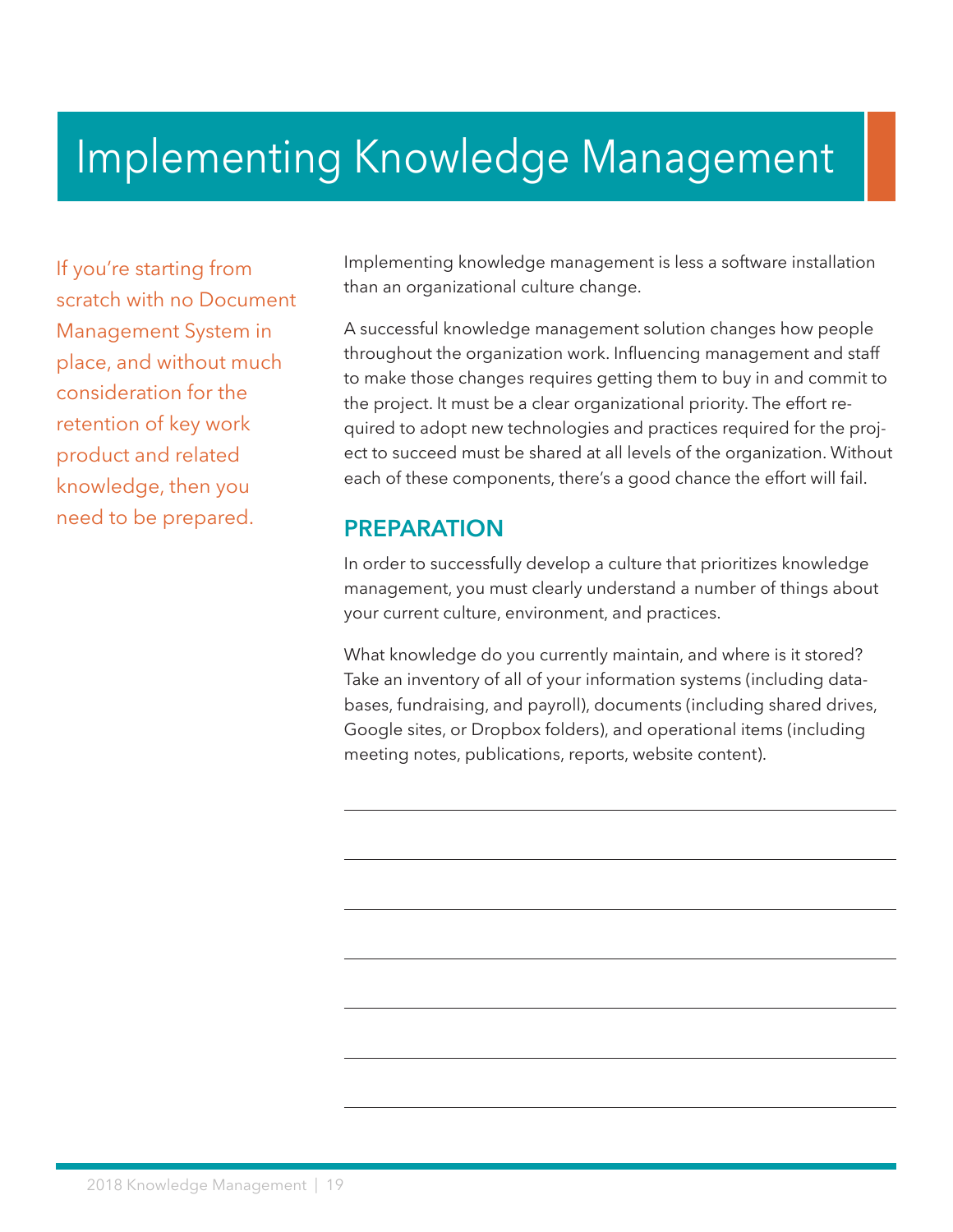# Implementing Knowledge Management

*If you're starting from scratch with no Document Management System in place, and without much consideration for the retention of key work product and related knowledge, then you need to be prepared.*

Implementing knowledge management is less a software installation than an organizational culture change.

A successful knowledge management solution changes how people throughout the organization work. Influencing management and staff to make those changes requires getting them to buy in and commit to the project. It must be a clear organizational priority. The effort required to adopt new technologies and practices required for the project to succeed must be shared at all levels of the organization. Without each of these components, there's a good chance the effort will fail.

## PREPARATION

In order to successfully develop a culture that prioritizes knowledge management, you must clearly understand a number of things about your current culture, environment, and practices.

What knowledge do you currently maintain, and where is it stored? Take an inventory of all of your information systems (including databases, fundraising, and payroll), documents (including shared drives, Google sites, or Dropbox folders), and operational items (including meeting notes, publications, reports, website content).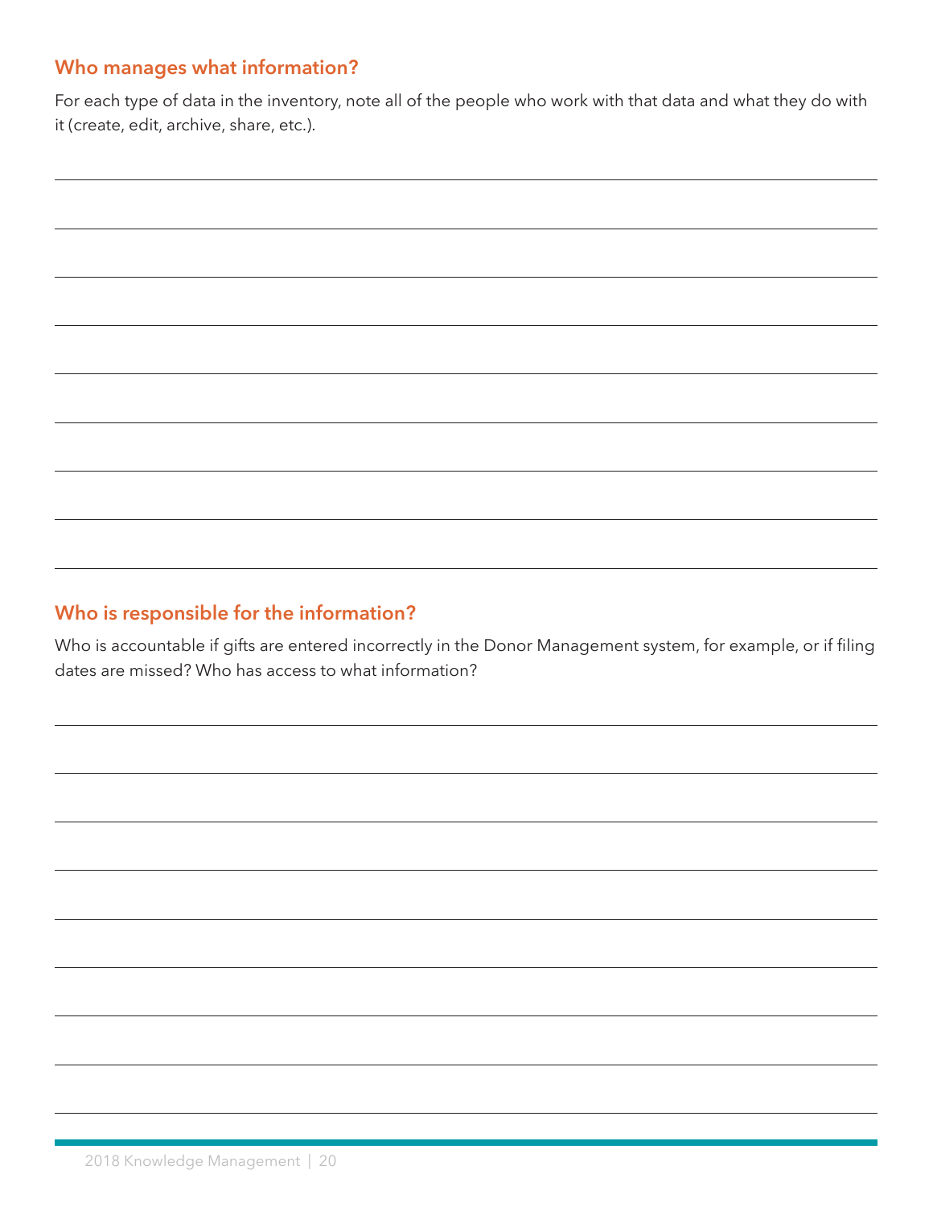### Who manages what information?

For each type of data in the inventory, note all of the people who work with that data and what they do with it (create, edit, archive, share, etc.).

### Who is responsible for the information?

Who is accountable if gifts are entered incorrectly in the Donor Management system, for example, or if filing dates are missed? Who has access to what information?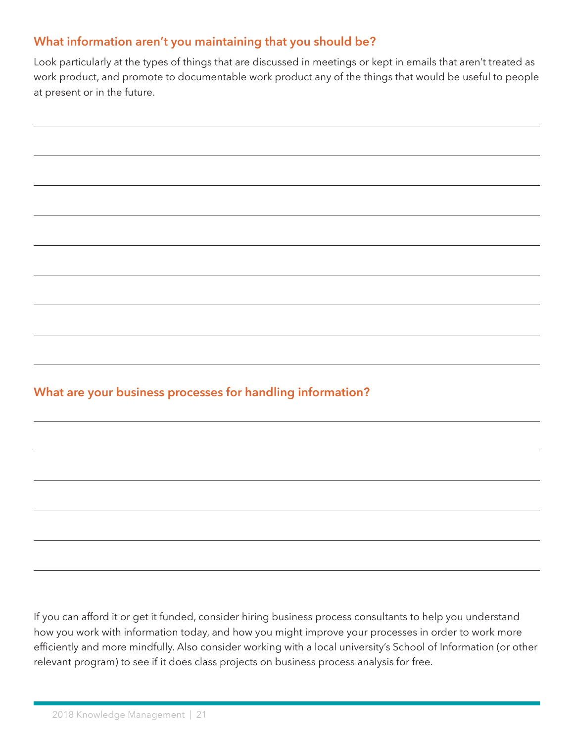## What information aren't you maintaining that you should be?

Look particularly at the types of things that are discussed in meetings or kept in emails that aren't treated as work product, and promote to documentable work product any of the things that would be useful to people at present or in the future.

## What are your business processes for handling information?

If you can afford it or get it funded, consider hiring business process consultants to help you understand how you work with information today, and how you might improve your processes in order to work more efficiently and more mindfully. Also consider working with a local university's School of Information (or other relevant program) to see if it does class projects on business process analysis for free.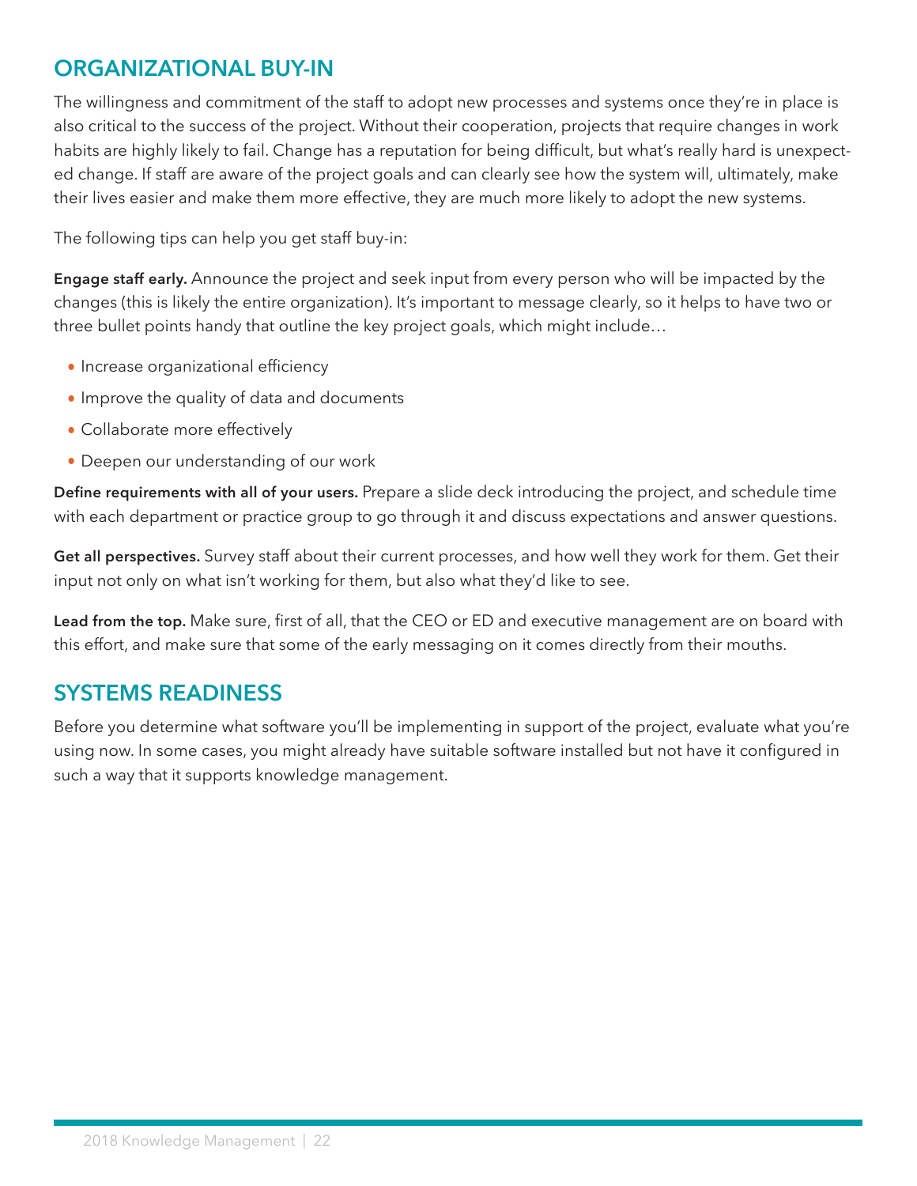## ORGANIZATIONAL BUY-IN

The willingness and commitment of the staff to adopt new processes and systems once they're in place is also critical to the success of the project. Without their cooperation, projects that require changes in work habits are highly likely to fail. Change has a reputation for being difficult, but what's really hard is unexpected change. If staff are aware of the project goals and can clearly see how the system will, ultimately, make their lives easier and make them more effective, they are much more likely to adopt the new systems.

The following tips can help you get staff buy-in:

**Engage staff early.** Announce the project and seek input from every person who will be impacted by the changes (this is likely the entire organization). It's important to message clearly, so it helps to have two or three bullet points handy that outline the key project goals, which might include…

- Increase organizational efficiency
- Improve the quality of data and documents
- Collaborate more effectively
- Deepen our understanding of our work

**Define requirements with all of your users.** Prepare a slide deck introducing the project, and schedule time with each department or practice group to go through it and discuss expectations and answer questions.

**Get all perspectives.** Survey staff about their current processes, and how well they work for them. Get their input not only on what isn't working for them, but also what they'd like to see.

**Lead from the top.** Make sure, first of all, that the CEO or ED and executive management are on board with this effort, and make sure that some of the early messaging on it comes directly from their mouths.

## SYSTEMS READINESS

Before you determine what software you'll be implementing in support of the project, evaluate what you're using now. In some cases, you might already have suitable software installed but not have it configured in such a way that it supports knowledge management.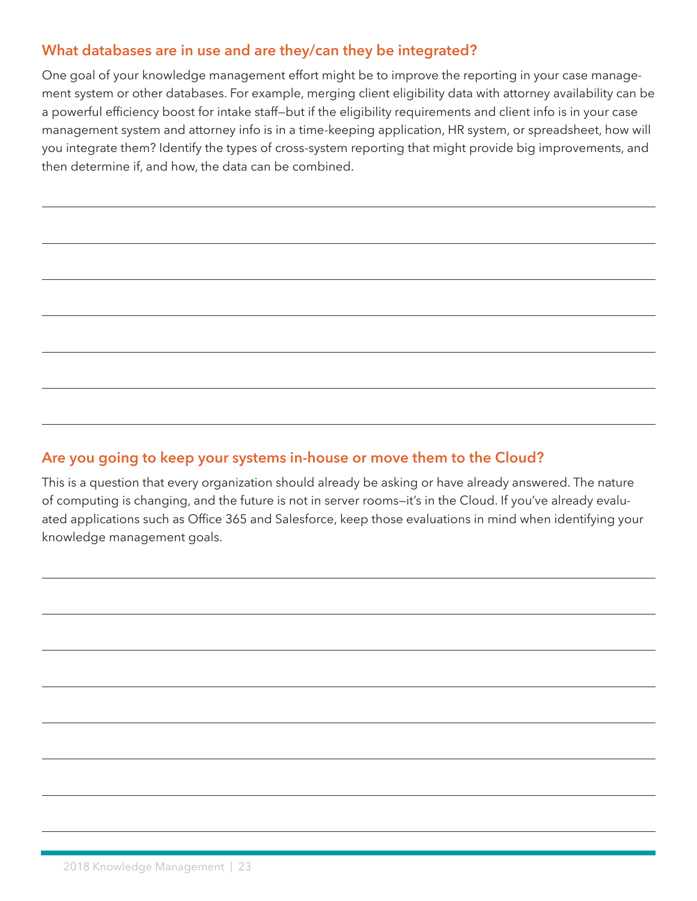### What databases are in use and are they/can they be integrated?

One goal of your knowledge management effort might be to improve the reporting in your case management system or other databases. For example, merging client eligibility data with attorney availability can be a powerful efficiency boost for intake staff—but if the eligibility requirements and client info is in your case management system and attorney info is in a time-keeping application, HR system, or spreadsheet, how will you integrate them? Identify the types of cross-system reporting that might provide big improvements, and then determine if, and how, the data can be combined.

### Are you going to keep your systems in-house or move them to the Cloud?

This is a question that every organization should already be asking or have already answered. The nature of computing is changing, and the future is not in server rooms—it's in the Cloud. If you've already evaluated applications such as Office 365 and Salesforce, keep those evaluations in mind when identifying your knowledge management goals.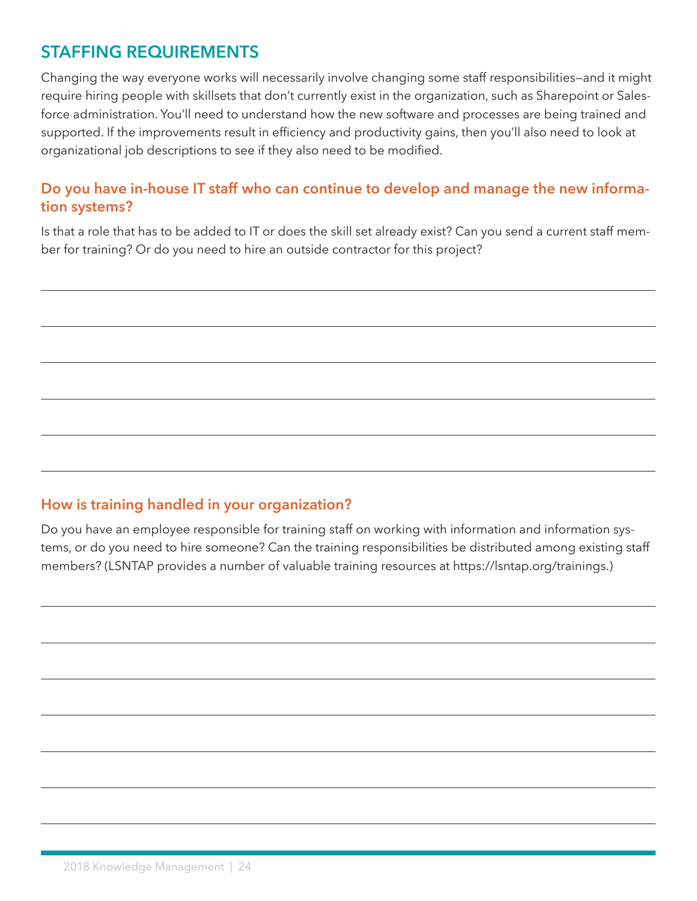## STAFFING REQUIREMENTS

Changing the way everyone works will necessarily involve changing some staff responsibilities—and it might require hiring people with skillsets that don't currently exist in the organization, such as Sharepoint or Salesforce administration. You'll need to understand how the new software and processes are being trained and supported. If the improvements result in efficiency and productivity gains, then you'll also need to look at organizational job descriptions to see if they also need to be modified.

### Do you have in-house IT staff who can continue to develop and manage the new information systems?

Is that a role that has to be added to IT or does the skill set already exist? Can you send a current staff member for training? Or do you need to hire an outside contractor for this project?

### How is training handled in your organization?

Do you have an employee responsible for training staff on working with information and information systems, or do you need to hire someone? Can the training responsibilities be distributed among existing staff members? (LSNTAP provides a number of valuable training resources at https://lsntap.org/trainings.)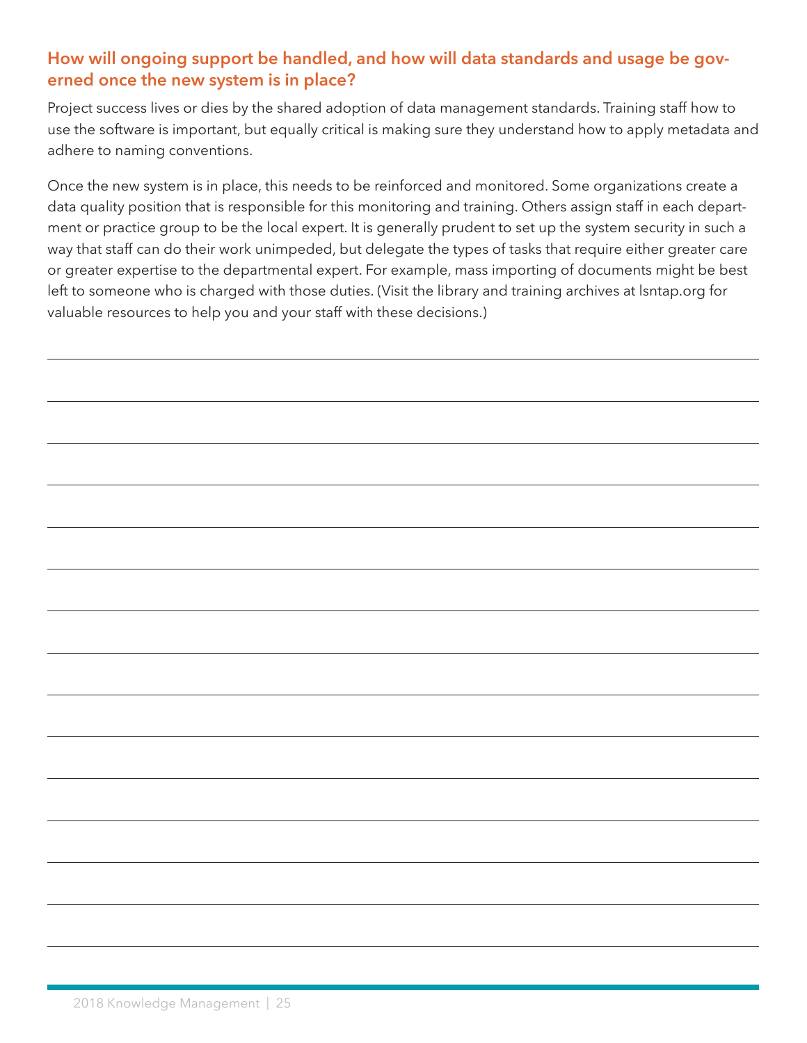## How will ongoing support be handled, and how will data standards and usage be governed once the new system is in place?

Project success lives or dies by the shared adoption of data management standards. Training staff how to use the software is important, but equally critical is making sure they understand how to apply metadata and adhere to naming conventions.

Once the new system is in place, this needs to be reinforced and monitored. Some organizations create a data quality position that is responsible for this monitoring and training. Others assign staff in each department or practice group to be the local expert. It is generally prudent to set up the system security in such a way that staff can do their work unimpeded, but delegate the types of tasks that require either greater care or greater expertise to the departmental expert. For example, mass importing of documents might be best left to someone who is charged with those duties. (Visit the library and training archives at lsntap.org for valuable resources to help you and your staff with these decisions.)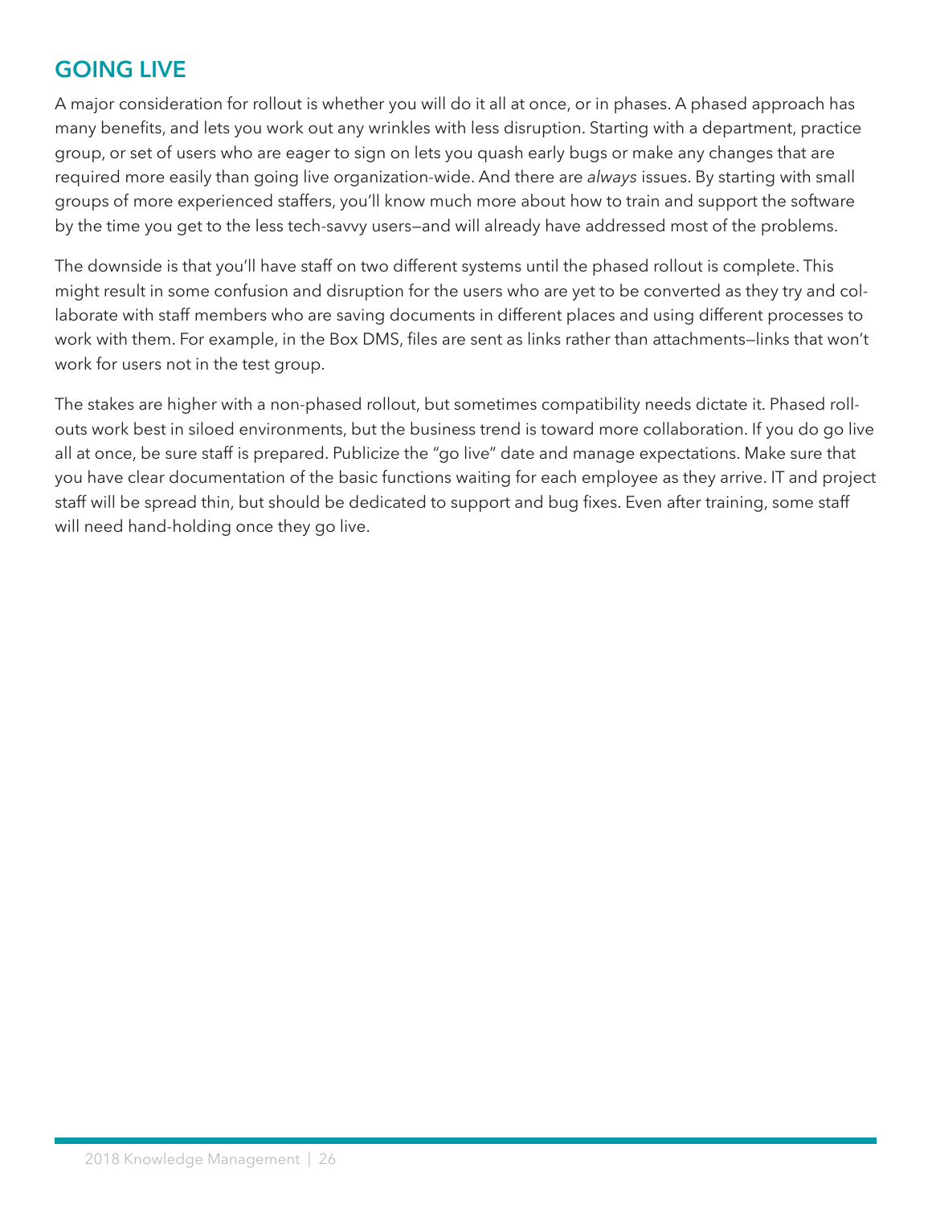## GOING LIVE

A major consideration for rollout is whether you will do it all at once, or in phases. A phased approach has many benefits, and lets you work out any wrinkles with less disruption. Starting with a department, practice group, or set of users who are eager to sign on lets you quash early bugs or make any changes that are required more easily than going live organization-wide. And there are *always* issues. By starting with small groups of more experienced staffers, you'll know much more about how to train and support the software by the time you get to the less tech-savvy users—and will already have addressed most of the problems.

The downside is that you'll have staff on two different systems until the phased rollout is complete. This might result in some confusion and disruption for the users who are yet to be converted as they try and collaborate with staff members who are saving documents in different places and using different processes to work with them. For example, in the Box DMS, files are sent as links rather than attachments—links that won't work for users not in the test group.

The stakes are higher with a non-phased rollout, but sometimes compatibility needs dictate it. Phased rollouts work best in siloed environments, but the business trend is toward more collaboration. If you do go live all at once, be sure staff is prepared. Publicize the "go live" date and manage expectations. Make sure that you have clear documentation of the basic functions waiting for each employee as they arrive. IT and project staff will be spread thin, but should be dedicated to support and bug fixes. Even after training, some staff will need hand-holding once they go live.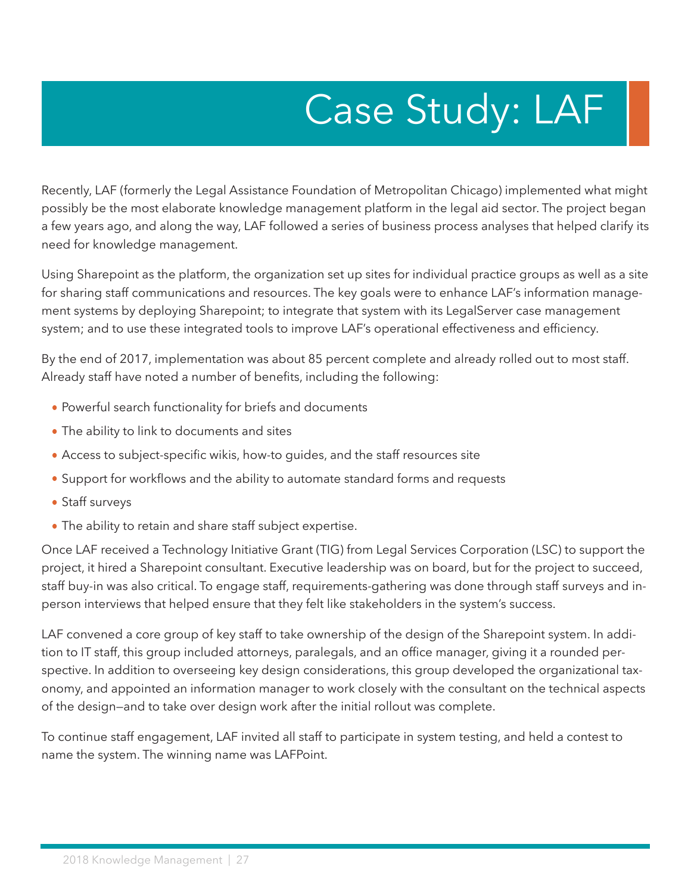# Case Study: LAF

Recently, LAF (formerly the Legal Assistance Foundation of Metropolitan Chicago) implemented what might possibly be the most elaborate knowledge management platform in the legal aid sector. The project began a few years ago, and along the way, LAF followed a series of business process analyses that helped clarify its need for knowledge management.

Using Sharepoint as the platform, the organization set up sites for individual practice groups as well as a site for sharing staff communications and resources. The key goals were to enhance LAF's information management systems by deploying Sharepoint; to integrate that system with its LegalServer case management system; and to use these integrated tools to improve LAF's operational effectiveness and efficiency.

By the end of 2017, implementation was about 85 percent complete and already rolled out to most staff. Already staff have noted a number of benefits, including the following:

- Powerful search functionality for briefs and documents
- The ability to link to documents and sites
- Access to subject-specific wikis, how-to guides, and the staff resources site
- Support for workflows and the ability to automate standard forms and requests
- Staff surveys
- The ability to retain and share staff subject expertise.

Once LAF received a Technology Initiative Grant (TIG) from Legal Services Corporation (LSC) to support the project, it hired a Sharepoint consultant. Executive leadership was on board, but for the project to succeed, staff buy-in was also critical. To engage staff, requirements-gathering was done through staff surveys and in-person interviews that helped ensure that they felt like stakeholders in the system's success.

LAF convened a core group of key staff to take ownership of the design of the Sharepoint system. In addition to IT staff, this group included attorneys, paralegals, and an office manager, giving it a rounded perspective. In addition to overseeing key design considerations, this group developed the organizational taxonomy, and appointed an information manager to work closely with the consultant on the technical aspects of the design—and to take over design work after the initial rollout was complete.

To continue staff engagement, LAF invited all staff to participate in system testing, and held a contest to name the system. The winning name was LAFPoint.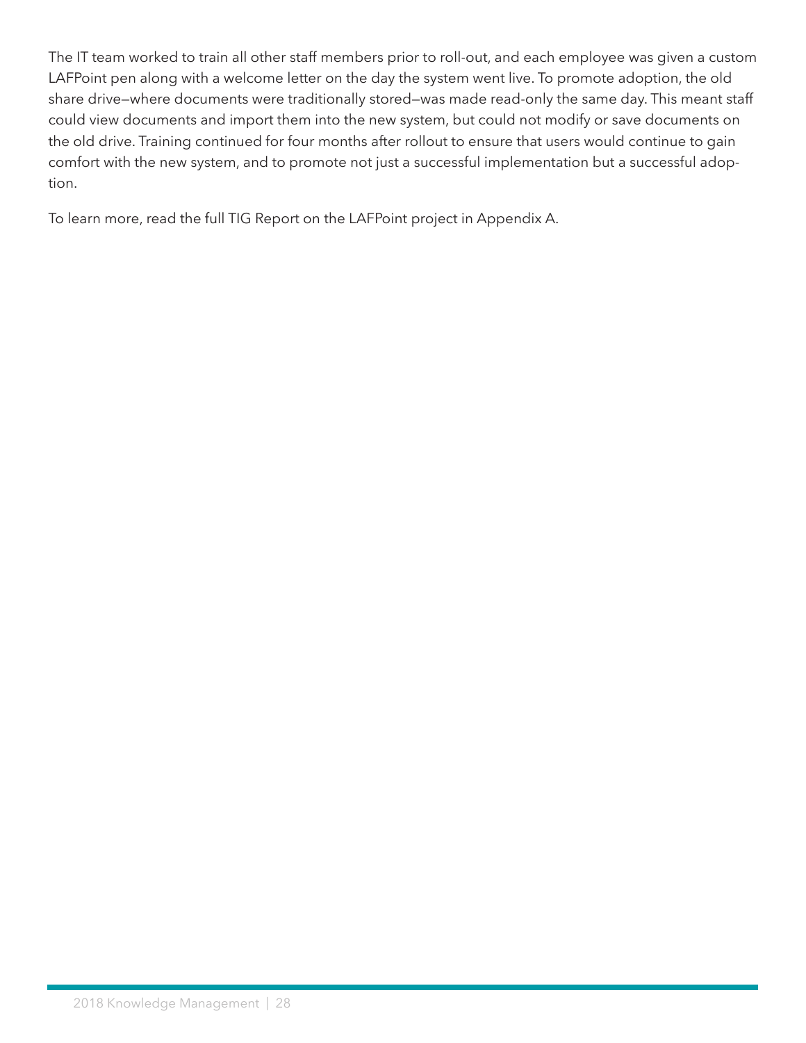The IT team worked to train all other staff members prior to roll-out, and each employee was given a custom LAFPoint pen along with a welcome letter on the day the system went live. To promote adoption, the old share drive—where documents were traditionally stored—was made read-only the same day. This meant staff could view documents and import them into the new system, but could not modify or save documents on the old drive. Training continued for four months after rollout to ensure that users would continue to gain comfort with the new system, and to promote not just a successful implementation but a successful adoption.

To learn more, read the full TIG Report on the LAFPoint project in Appendix A.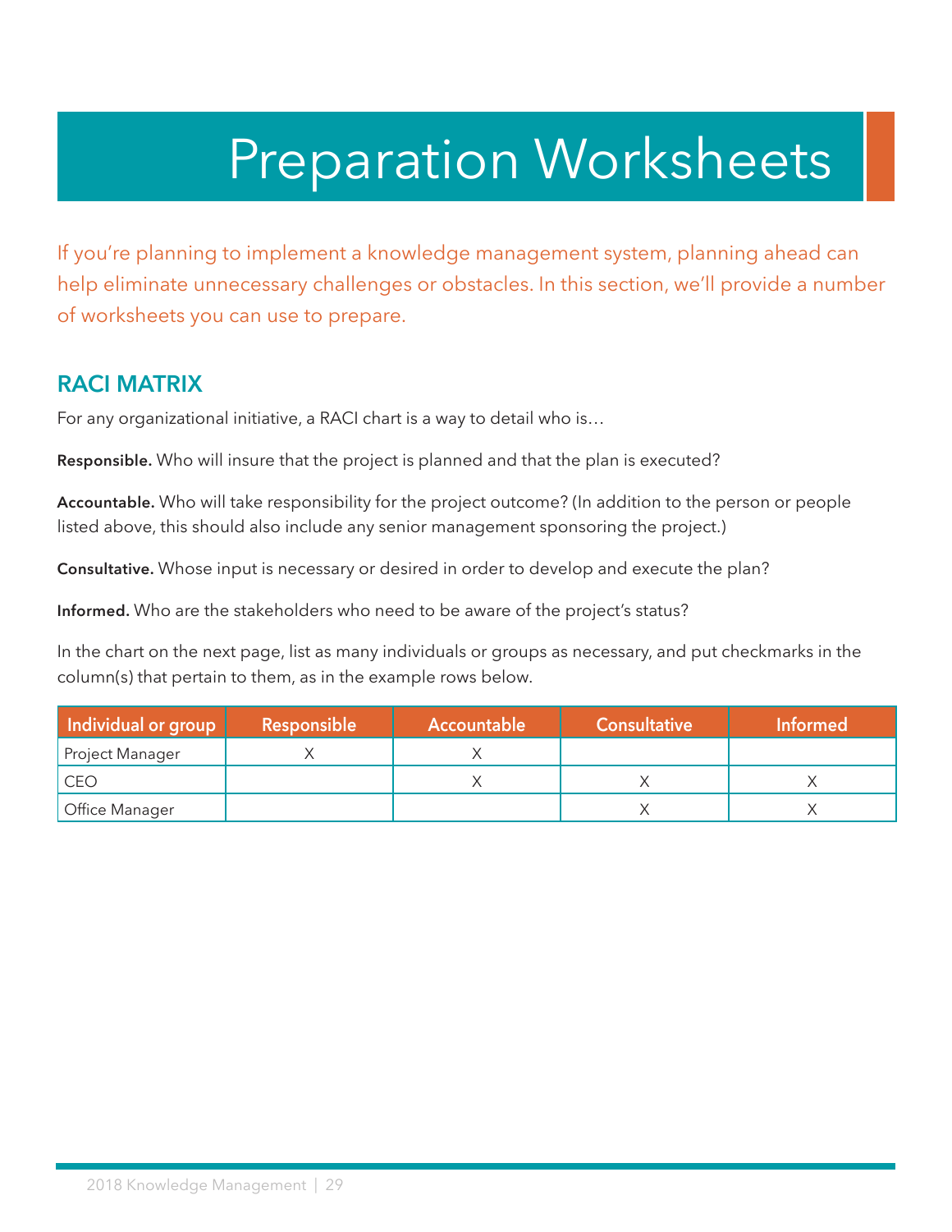# Preparation Worksheets

If you're planning to implement a knowledge management system, planning ahead can help eliminate unnecessary challenges or obstacles. In this section, we'll provide a number of worksheets you can use to prepare.

## RACI MATRIX

For any organizational initiative, a RACI chart is a way to detail who is…

**Responsible.** Who will insure that the project is planned and that the plan is executed?

**Accountable.** Who will take responsibility for the project outcome? (In addition to the person or people listed above, this should also include any senior management sponsoring the project.)

**Consultative.** Whose input is necessary or desired in order to develop and execute the plan?

**Informed.** Who are the stakeholders who need to be aware of the project's status?

In the chart on the next page, list as many individuals or groups as necessary, and put checkmarks in the column(s) that pertain to them, as in the example rows below.

| Individual or group | Responsible | Accountable | Consultative | Informed |
|---|---|---|---|---|
| Project Manager | X | X | | |
| CEO | | X | X | X |
| Office Manager | | | X | X |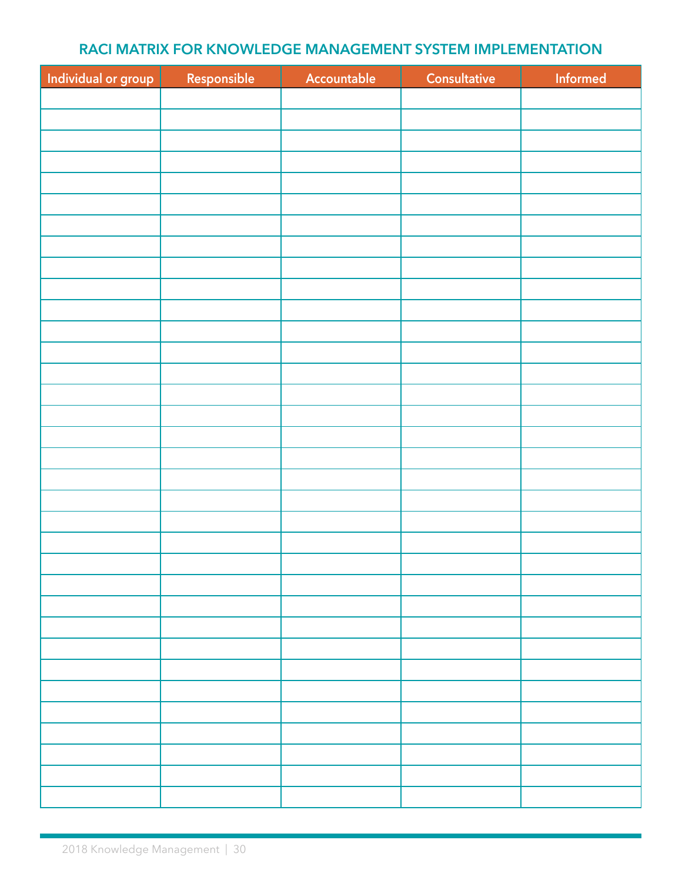## RACI MATRIX FOR KNOWLEDGE MANAGEMENT SYSTEM IMPLEMENTATION

| Individual or group | Responsible | Accountable | Consultative | Informed |
|---|---|---|---|---|
| | | | | |
| | | | | |
| | | | | |
| | | | | |
| | | | | |
| | | | | |
| | | | | |
| | | | | |
| | | | | |
| | | | | |
| | | | | |
| | | | | |
| | | | | |
| | | | | |
| | | | | |
| | | | | |
| | | | | |
| | | | | |
| | | | | |
| | | | | |
| | | | | |
| | | | | |
| | | | | |
| | | | | |
| | | | | |
| | | | | |
| | | | | |
| | | | | |
| | | | | |
| | | | | |
| | | | | |
| | | | | |
| | | | | |
| | | | | |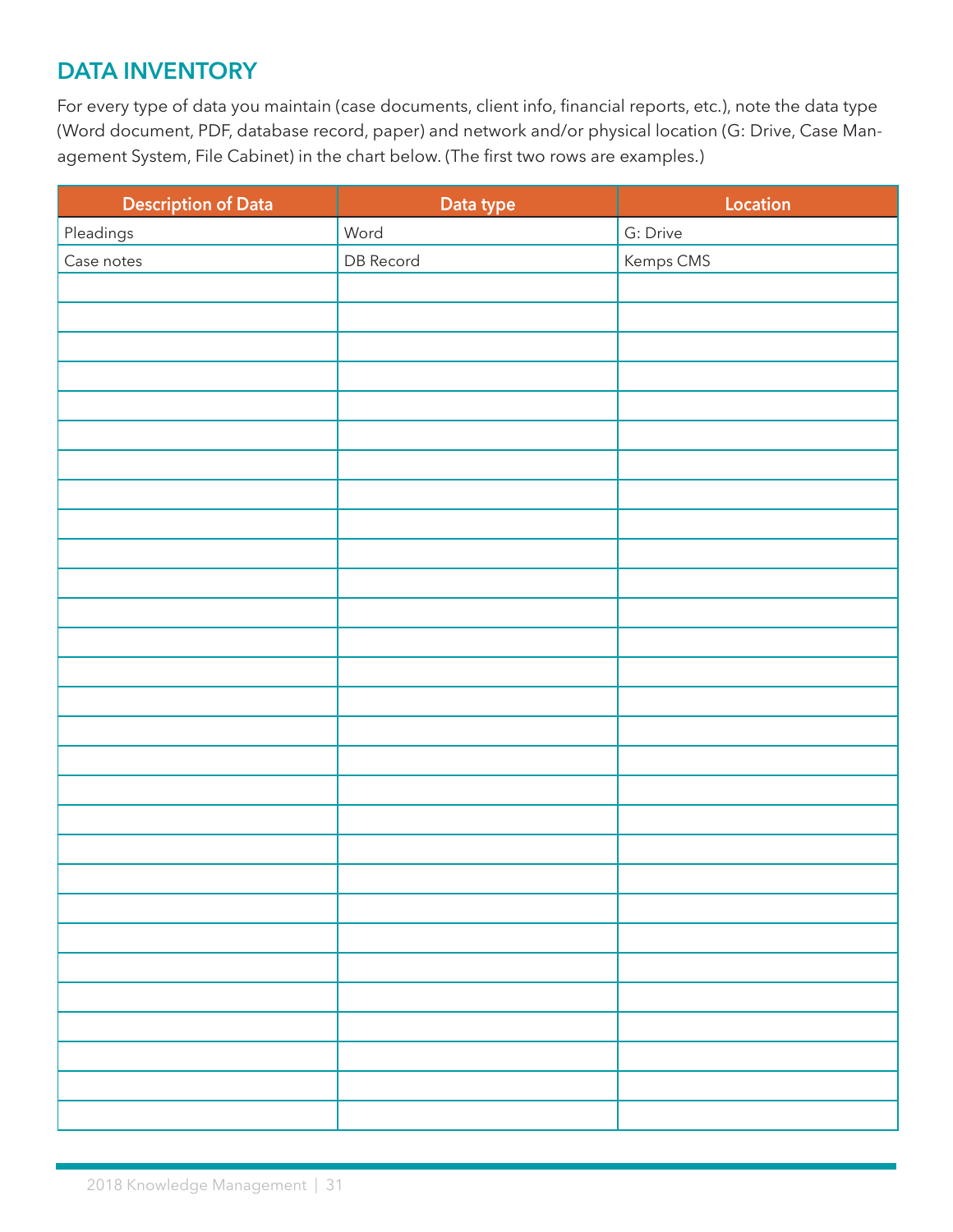## DATA INVENTORY

For every type of data you maintain (case documents, client info, financial reports, etc.), note the data type (Word document, PDF, database record, paper) and network and/or physical location (G: Drive, Case Management System, File Cabinet) in the chart below. (The first two rows are examples.)

| Description of Data | Data type | Location |
|---|---|---|
| Pleadings | Word | G: Drive |
| Case notes | DB Record | Kemps CMS |
| | | |
| | | |
| | | |
| | | |
| | | |
| | | |
| | | |
| | | |
| | | |
| | | |
| | | |
| | | |
| | | |
| | | |
| | | |
| | | |
| | | |
| | | |
| | | |
| | | |
| | | |
| | | |
| | | |
| | | |
| | | |
| | | |
| | | |
| | | |
| | | |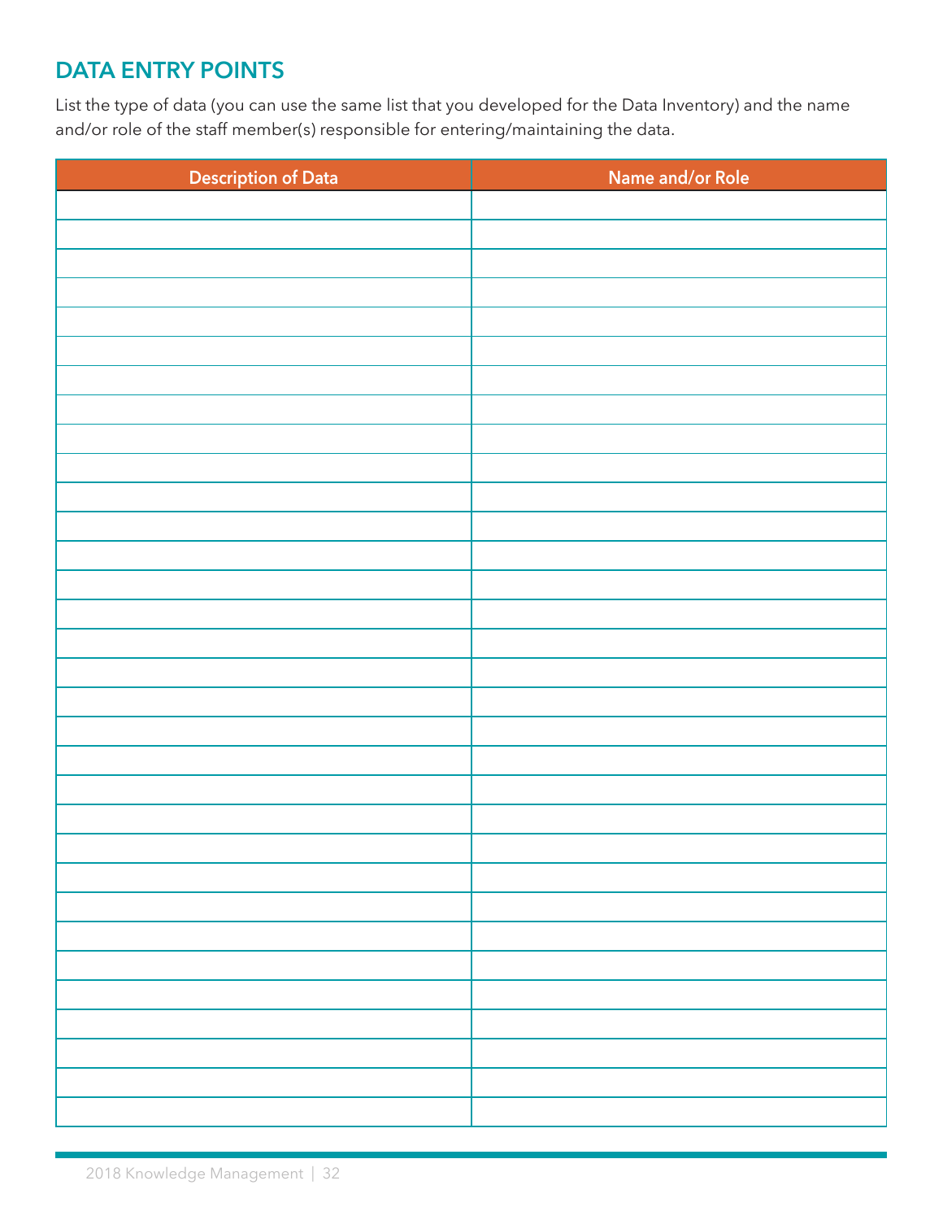## DATA ENTRY POINTS

List the type of data (you can use the same list that you developed for the Data Inventory) and the name and/or role of the staff member(s) responsible for entering/maintaining the data.

| Description of Data | Name and/or Role |
|---|---|
| | |
| | |
| | |
| | |
| | |
| | |
| | |
| | |
| | |
| | |
| | |
| | |
| | |
| | |
| | |
| | |
| | |
| | |
| | |
| | |
| | |
| | |
| | |
| | |
| | |
| | |
| | |
| | |
| | |
| | |
| | |
| | |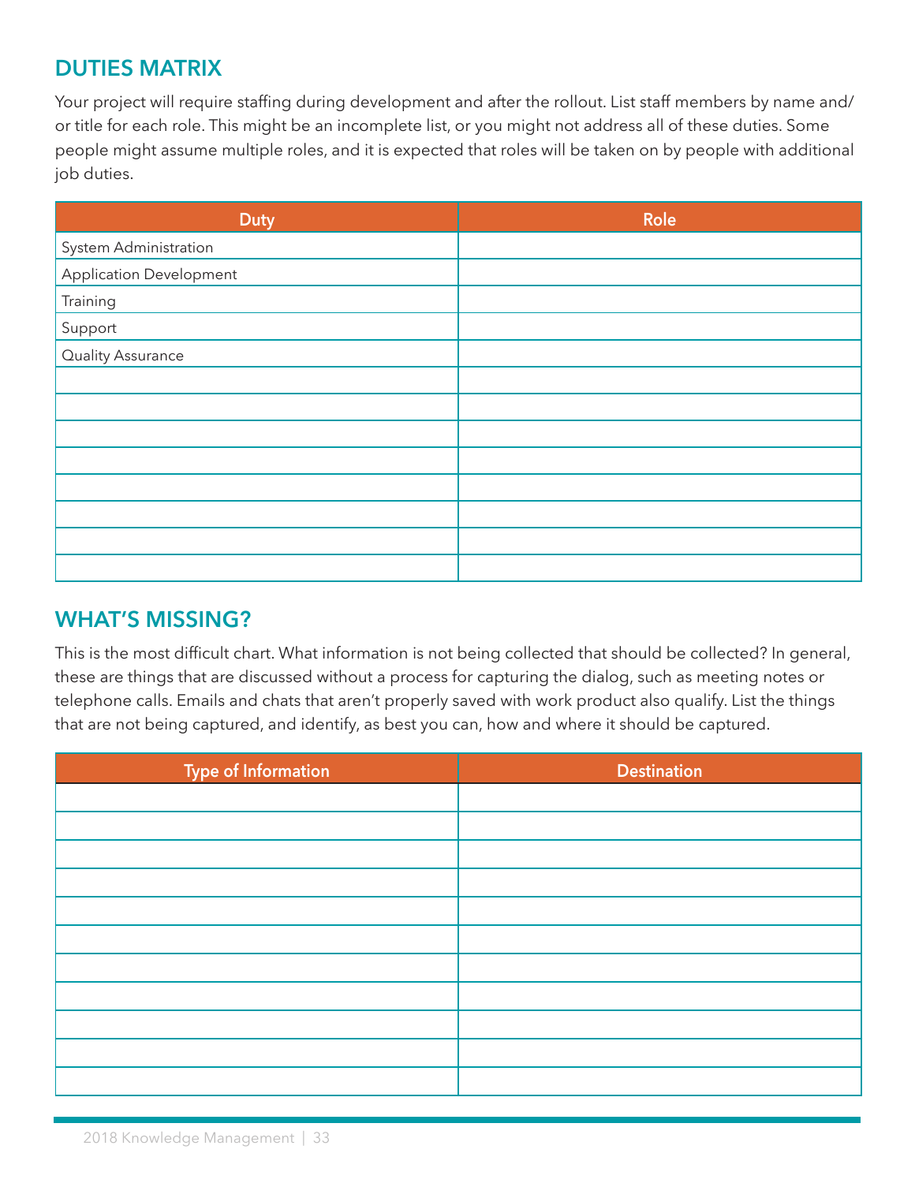## DUTIES MATRIX

Your project will require staffing during development and after the rollout. List staff members by name and/or title for each role. This might be an incomplete list, or you might not address all of these duties. Some people might assume multiple roles, and it is expected that roles will be taken on by people with additional job duties.

| Duty | Role |
| --- | --- |
| System Administration | |
| Application Development | |
| Training | |
| Support | |
| Quality Assurance | |
| | |
| | |
| | |
| | |
| | |
| | |
| | |
| | |

## WHAT'S MISSING?

This is the most difficult chart. What information is not being collected that should be collected? In general, these are things that are discussed without a process for capturing the dialog, such as meeting notes or telephone calls. Emails and chats that aren't properly saved with work product also qualify. List the things that are not being captured, and identify, as best you can, how and where it should be captured.

| Type of Information | Destination |
| --- | --- |
| | |
| | |
| | |
| | |
| | |
| | |
| | |
| | |
| | |
| | |
| | |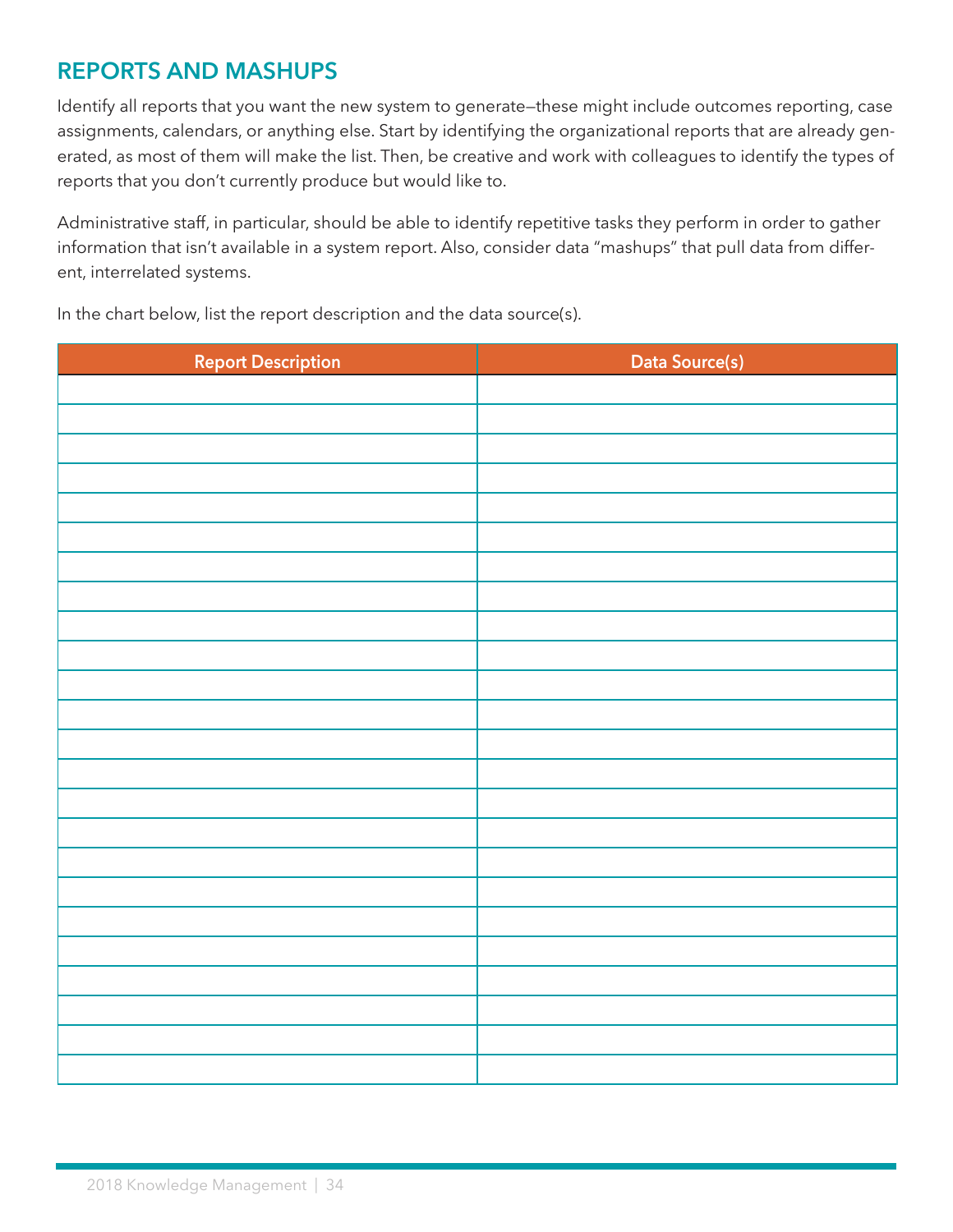## REPORTS AND MASHUPS

Identify all reports that you want the new system to generate—these might include outcomes reporting, case assignments, calendars, or anything else. Start by identifying the organizational reports that are already generated, as most of them will make the list. Then, be creative and work with colleagues to identify the types of reports that you don't currently produce but would like to.

Administrative staff, in particular, should be able to identify repetitive tasks they perform in order to gather information that isn't available in a system report. Also, consider data "mashups" that pull data from different, interrelated systems.

In the chart below, list the report description and the data source(s).

| Report Description | Data Source(s) |
|---|---|
| | |
| | |
| | |
| | |
| | |
| | |
| | |
| | |
| | |
| | |
| | |
| | |
| | |
| | |
| | |
| | |
| | |
| | |
| | |
| | |
| | |
| | |
| | |
| | |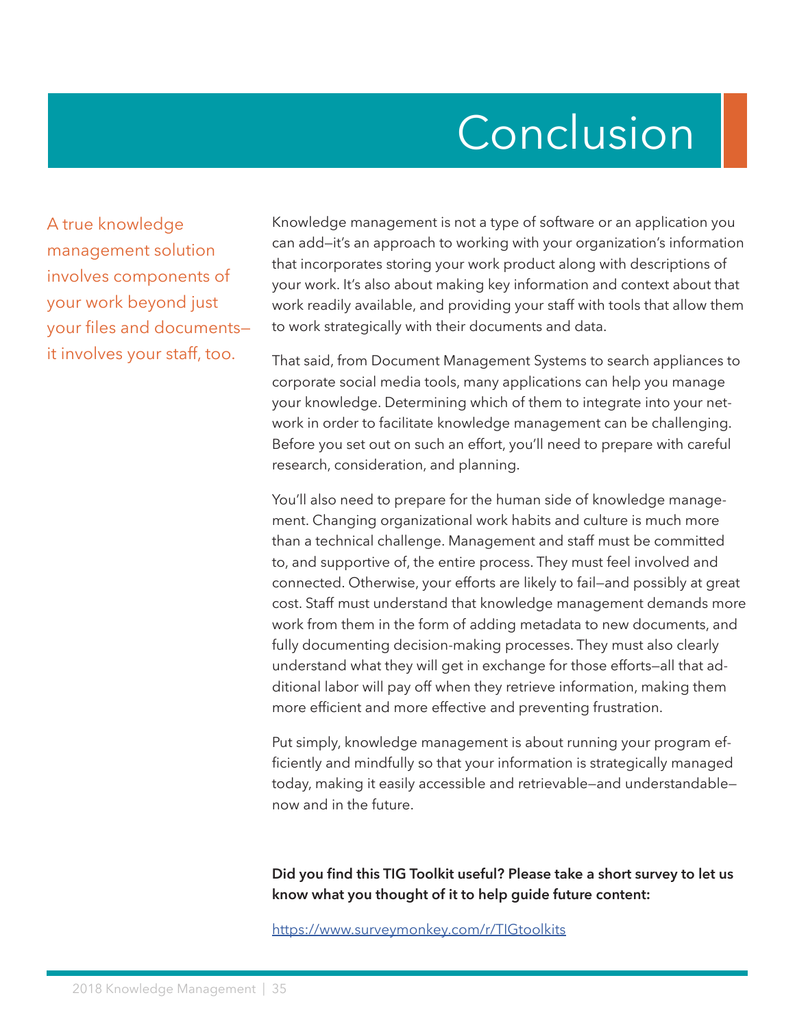# Conclusion

A true knowledge management solution involves components of your work beyond just your files and documents—it involves your staff, too.

Knowledge management is not a type of software or an application you can add—it's an approach to working with your organization's information that incorporates storing your work product along with descriptions of your work. It's also about making key information and context about that work readily available, and providing your staff with tools that allow them to work strategically with their documents and data.

That said, from Document Management Systems to search appliances to corporate social media tools, many applications can help you manage your knowledge. Determining which of them to integrate into your network in order to facilitate knowledge management can be challenging. Before you set out on such an effort, you'll need to prepare with careful research, consideration, and planning.

You'll also need to prepare for the human side of knowledge management. Changing organizational work habits and culture is much more than a technical challenge. Management and staff must be committed to, and supportive of, the entire process. They must feel involved and connected. Otherwise, your efforts are likely to fail—and possibly at great cost. Staff must understand that knowledge management demands more work from them in the form of adding metadata to new documents, and fully documenting decision-making processes. They must also clearly understand what they will get in exchange for those efforts—all that additional labor will pay off when they retrieve information, making them more efficient and more effective and preventing frustration.

Put simply, knowledge management is about running your program efficiently and mindfully so that your information is strategically managed today, making it easily accessible and retrievable—and understandable—now and in the future.

**Did you find this TIG Toolkit useful? Please take a short survey to let us know what you thought of it to help guide future content:**

https://www.surveymonkey.com/r/TIGtoolkits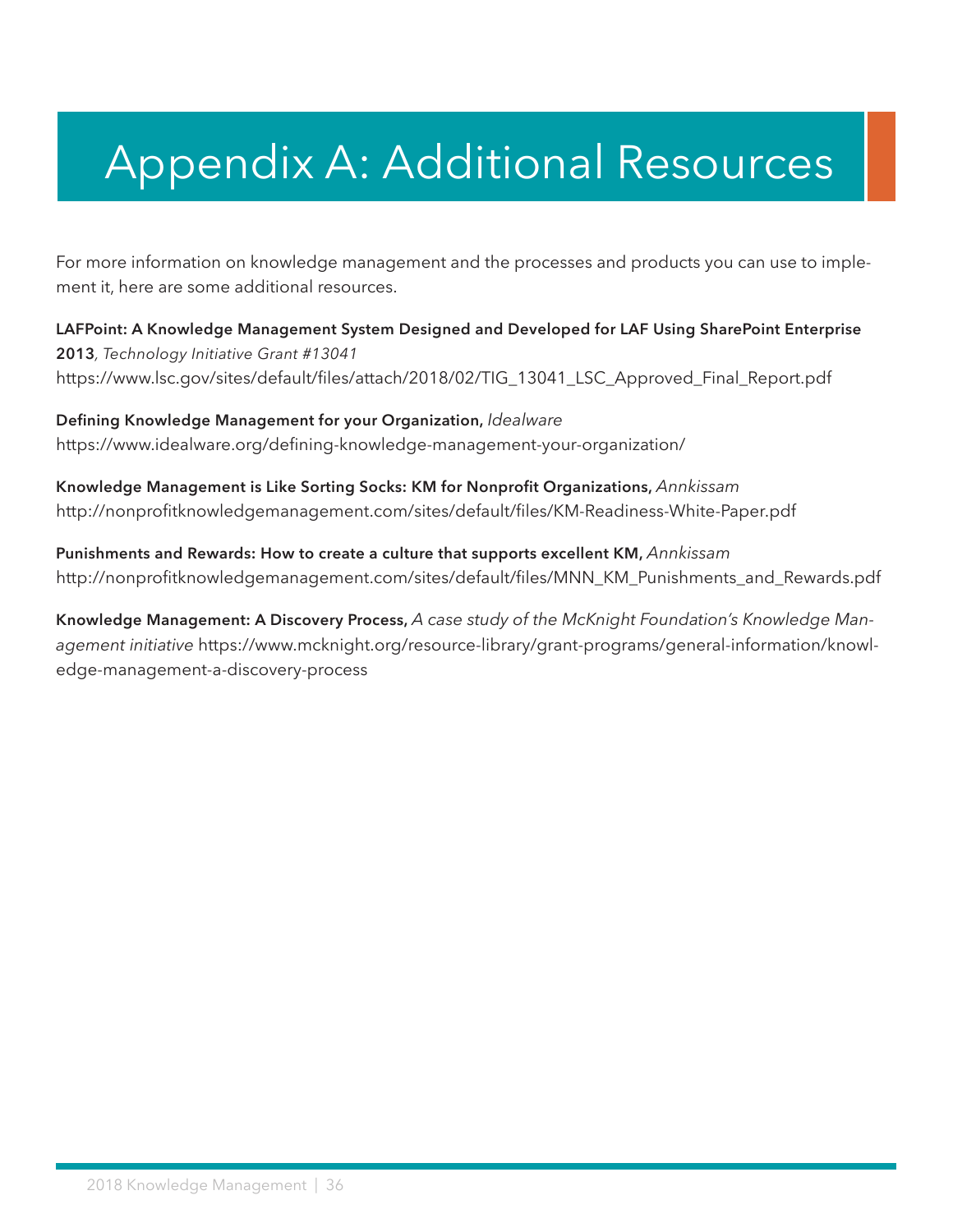# Appendix A: Additional Resources

For more information on knowledge management and the processes and products you can use to implement it, here are some additional resources.

**LAFPoint: A Knowledge Management System Designed and Developed for LAF Using SharePoint Enterprise 2013**, *Technology Initiative Grant #13041*
https://www.lsc.gov/sites/default/files/attach/2018/02/TIG_13041_LSC_Approved_Final_Report.pdf

**Defining Knowledge Management for your Organization,** *Idealware*
https://www.idealware.org/defining-knowledge-management-your-organization/

**Knowledge Management is Like Sorting Socks: KM for Nonprofit Organizations,** *Annkissam*
http://nonprofitknowledgemanagement.com/sites/default/files/KM-Readiness-White-Paper.pdf

**Punishments and Rewards: How to create a culture that supports excellent KM,** *Annkissam*
http://nonprofitknowledgemanagement.com/sites/default/files/MNN_KM_Punishments_and_Rewards.pdf

**Knowledge Management: A Discovery Process,** *A case study of the McKnight Foundation's Knowledge Management initiative* https://www.mcknight.org/resource-library/grant-programs/general-information/knowledge-management-a-discovery-process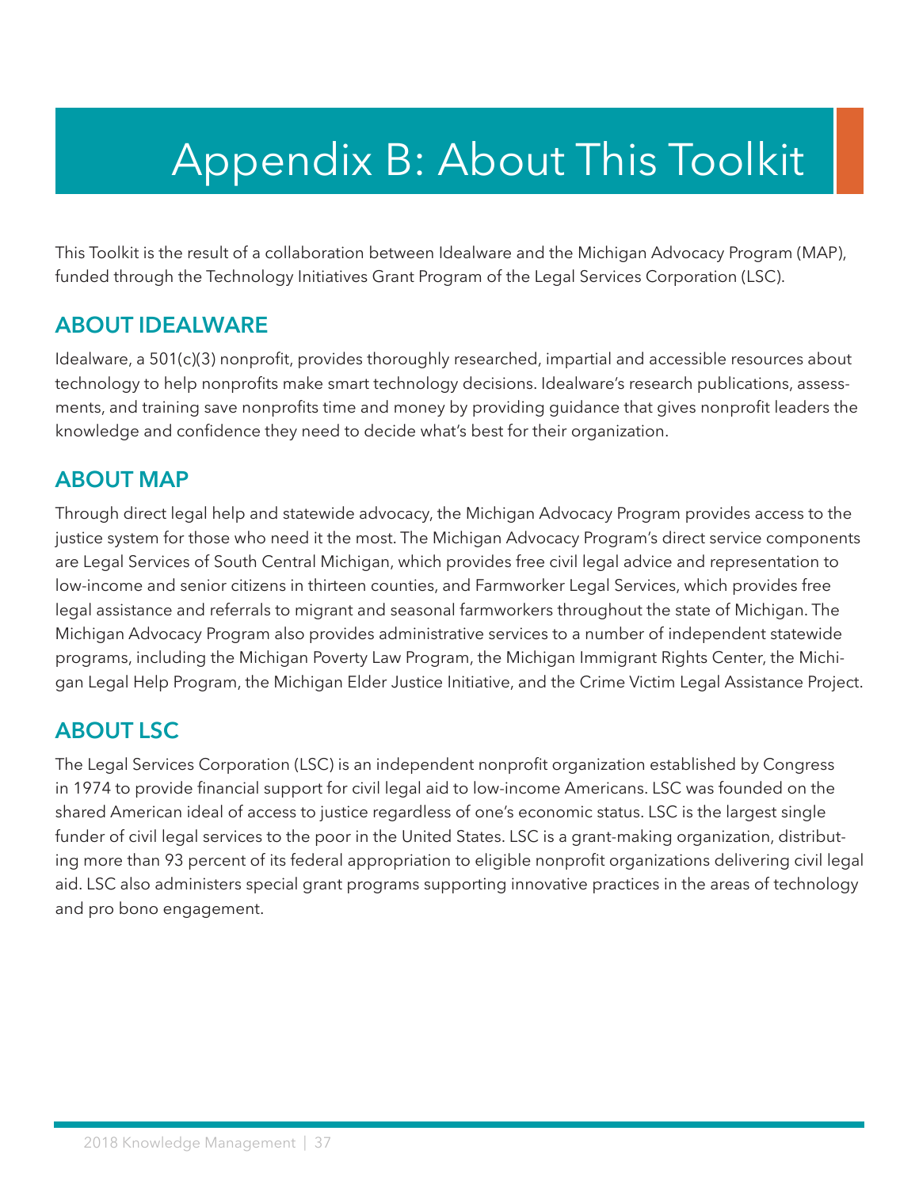# Appendix B: About This Toolkit

This Toolkit is the result of a collaboration between Idealware and the Michigan Advocacy Program (MAP), funded through the Technology Initiatives Grant Program of the Legal Services Corporation (LSC).

## ABOUT IDEALWARE

Idealware, a 501(c)(3) nonprofit, provides thoroughly researched, impartial and accessible resources about technology to help nonprofits make smart technology decisions. Idealware's research publications, assessments, and training save nonprofits time and money by providing guidance that gives nonprofit leaders the knowledge and confidence they need to decide what's best for their organization.

## ABOUT MAP

Through direct legal help and statewide advocacy, the Michigan Advocacy Program provides access to the justice system for those who need it the most. The Michigan Advocacy Program's direct service components are Legal Services of South Central Michigan, which provides free civil legal advice and representation to low-income and senior citizens in thirteen counties, and Farmworker Legal Services, which provides free legal assistance and referrals to migrant and seasonal farmworkers throughout the state of Michigan. The Michigan Advocacy Program also provides administrative services to a number of independent statewide programs, including the Michigan Poverty Law Program, the Michigan Immigrant Rights Center, the Michigan Legal Help Program, the Michigan Elder Justice Initiative, and the Crime Victim Legal Assistance Project.

## ABOUT LSC

The Legal Services Corporation (LSC) is an independent nonprofit organization established by Congress in 1974 to provide financial support for civil legal aid to low-income Americans. LSC was founded on the shared American ideal of access to justice regardless of one's economic status. LSC is the largest single funder of civil legal services to the poor in the United States. LSC is a grant-making organization, distributing more than 93 percent of its federal appropriation to eligible nonprofit organizations delivering civil legal aid. LSC also administers special grant programs supporting innovative practices in the areas of technology and pro bono engagement.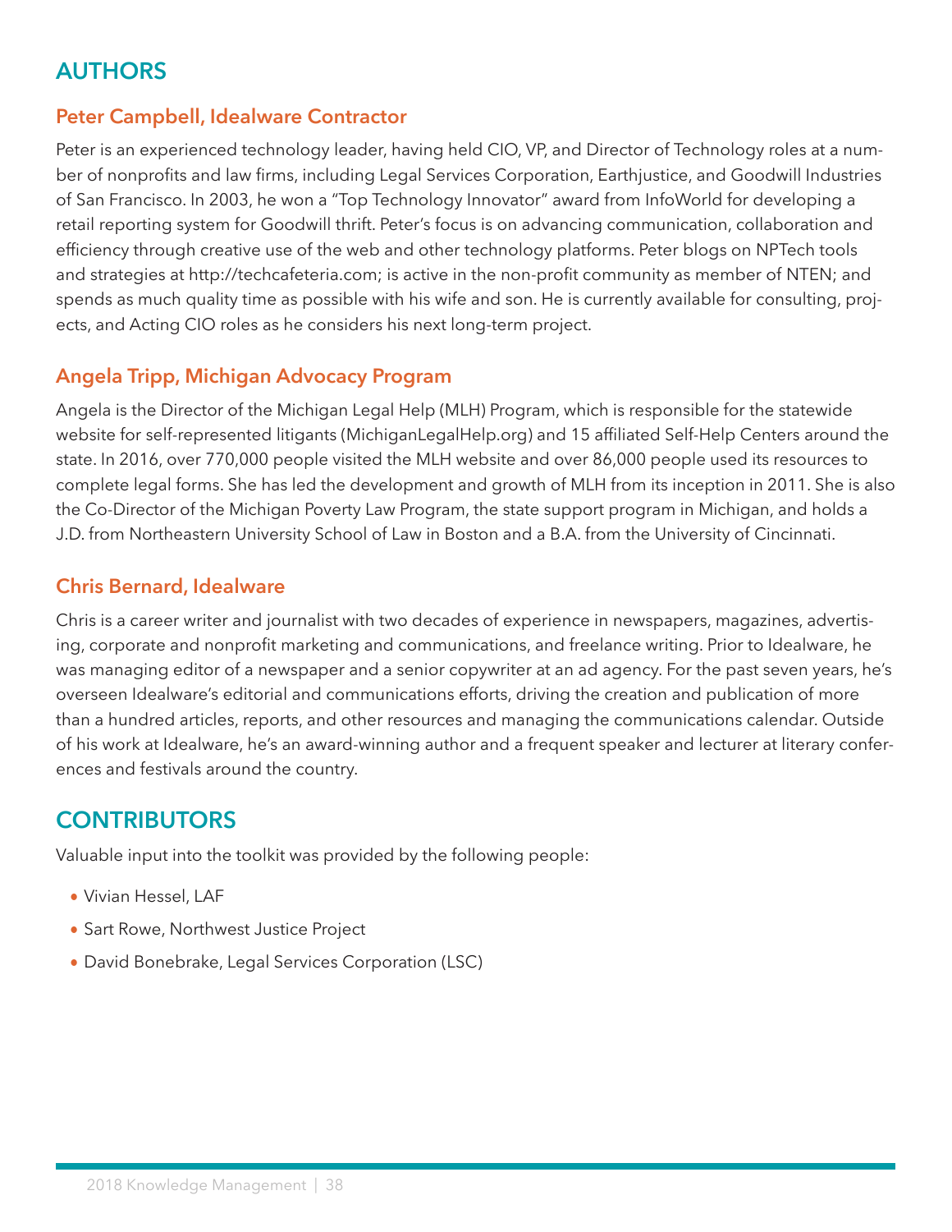## AUTHORS

### Peter Campbell, Idealware Contractor

Peter is an experienced technology leader, having held CIO, VP, and Director of Technology roles at a number of nonprofits and law firms, including Legal Services Corporation, Earthjustice, and Goodwill Industries of San Francisco. In 2003, he won a "Top Technology Innovator" award from InfoWorld for developing a retail reporting system for Goodwill thrift. Peter's focus is on advancing communication, collaboration and efficiency through creative use of the web and other technology platforms. Peter blogs on NPTech tools and strategies at http://techcafeteria.com; is active in the non-profit community as member of NTEN; and spends as much quality time as possible with his wife and son. He is currently available for consulting, projects, and Acting CIO roles as he considers his next long-term project.

### Angela Tripp, Michigan Advocacy Program

Angela is the Director of the Michigan Legal Help (MLH) Program, which is responsible for the statewide website for self-represented litigants (MichiganLegalHelp.org) and 15 affiliated Self-Help Centers around the state. In 2016, over 770,000 people visited the MLH website and over 86,000 people used its resources to complete legal forms. She has led the development and growth of MLH from its inception in 2011. She is also the Co-Director of the Michigan Poverty Law Program, the state support program in Michigan, and holds a J.D. from Northeastern University School of Law in Boston and a B.A. from the University of Cincinnati.

### Chris Bernard, Idealware

Chris is a career writer and journalist with two decades of experience in newspapers, magazines, advertising, corporate and nonprofit marketing and communications, and freelance writing. Prior to Idealware, he was managing editor of a newspaper and a senior copywriter at an ad agency. For the past seven years, he's overseen Idealware's editorial and communications efforts, driving the creation and publication of more than a hundred articles, reports, and other resources and managing the communications calendar. Outside of his work at Idealware, he's an award-winning author and a frequent speaker and lecturer at literary conferences and festivals around the country.

## CONTRIBUTORS

Valuable input into the toolkit was provided by the following people:

- Vivian Hessel, LAF
- Sart Rowe, Northwest Justice Project
- David Bonebrake, Legal Services Corporation (LSC)